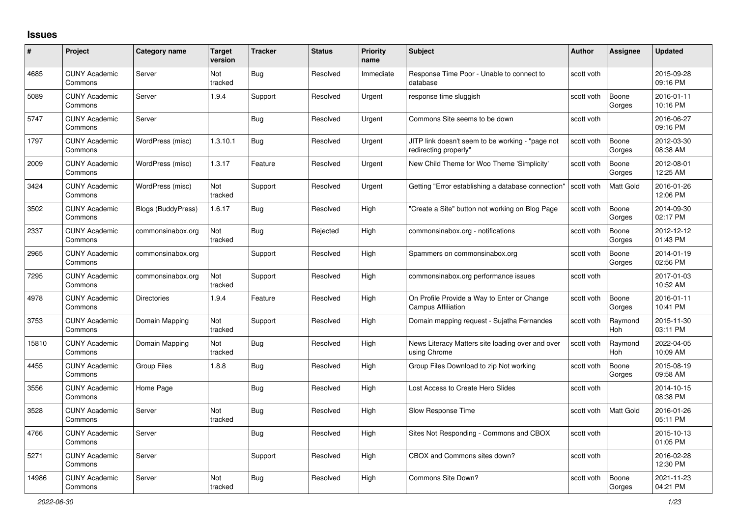## Issues

| # | Project | Category name | Target version | Tracker | Status | Priority name | Subject | Author | Assignee | Updated |
|---|---|---|---|---|---|---|---|---|---|---|
| 4685 | CUNY Academic Commons | Server | Not tracked | Bug | Resolved | Immediate | Response Time Poor - Unable to connect to database | scott voth | | 2015-09-28 09:16 PM |
| 5089 | CUNY Academic Commons | Server | 1.9.4 | Support | Resolved | Urgent | response time sluggish | scott voth | Boone Gorges | 2016-01-11 10:16 PM |
| 5747 | CUNY Academic Commons | Server | | Bug | Resolved | Urgent | Commons Site seems to be down | scott voth | | 2016-06-27 09:16 PM |
| 1797 | CUNY Academic Commons | WordPress (misc) | 1.3.10.1 | Bug | Resolved | Urgent | JITP link doesn't seem to be working - "page not redirecting properly" | scott voth | Boone Gorges | 2012-03-30 08:38 AM |
| 2009 | CUNY Academic Commons | WordPress (misc) | 1.3.17 | Feature | Resolved | Urgent | New Child Theme for Woo Theme 'Simplicity' | scott voth | Boone Gorges | 2012-08-01 12:25 AM |
| 3424 | CUNY Academic Commons | WordPress (misc) | Not tracked | Support | Resolved | Urgent | Getting "Error establishing a database connection" | scott voth | Matt Gold | 2016-01-26 12:06 PM |
| 3502 | CUNY Academic Commons | Blogs (BuddyPress) | 1.6.17 | Bug | Resolved | High | "Create a Site" button not working on Blog Page | scott voth | Boone Gorges | 2014-09-30 02:17 PM |
| 2337 | CUNY Academic Commons | commonsinabox.org | Not tracked | Bug | Rejected | High | commonsinabox.org - notifications | scott voth | Boone Gorges | 2012-12-12 01:43 PM |
| 2965 | CUNY Academic Commons | commonsinabox.org | | Support | Resolved | High | Spammers on commonsinabox.org | scott voth | Boone Gorges | 2014-01-19 02:56 PM |
| 7295 | CUNY Academic Commons | commonsinabox.org | Not tracked | Support | Resolved | High | commonsinabox.org performance issues | scott voth | | 2017-01-03 10:52 AM |
| 4978 | CUNY Academic Commons | Directories | 1.9.4 | Feature | Resolved | High | On Profile Provide a Way to Enter or Change Campus Affiliation | scott voth | Boone Gorges | 2016-01-11 10:41 PM |
| 3753 | CUNY Academic Commons | Domain Mapping | Not tracked | Support | Resolved | High | Domain mapping request - Sujatha Fernandes | scott voth | Raymond Hoh | 2015-11-30 03:11 PM |
| 15810 | CUNY Academic Commons | Domain Mapping | Not tracked | Bug | Resolved | High | News Literacy Matters site loading over and over using Chrome | scott voth | Raymond Hoh | 2022-04-05 10:09 AM |
| 4455 | CUNY Academic Commons | Group Files | 1.8.8 | Bug | Resolved | High | Group Files Download to zip Not working | scott voth | Boone Gorges | 2015-08-19 09:58 AM |
| 3556 | CUNY Academic Commons | Home Page | | Bug | Resolved | High | Lost Access to Create Hero Slides | scott voth | | 2014-10-15 08:38 PM |
| 3528 | CUNY Academic Commons | Server | Not tracked | Bug | Resolved | High | Slow Response Time | scott voth | Matt Gold | 2016-01-26 05:11 PM |
| 4766 | CUNY Academic Commons | Server | | Bug | Resolved | High | Sites Not Responding - Commons and CBOX | scott voth | | 2015-10-13 01:05 PM |
| 5271 | CUNY Academic Commons | Server | | Support | Resolved | High | CBOX and Commons sites down? | scott voth | | 2016-02-28 12:30 PM |
| 14986 | CUNY Academic Commons | Server | Not tracked | Bug | Resolved | High | Commons Site Down? | scott voth | Boone Gorges | 2021-11-23 04:21 PM |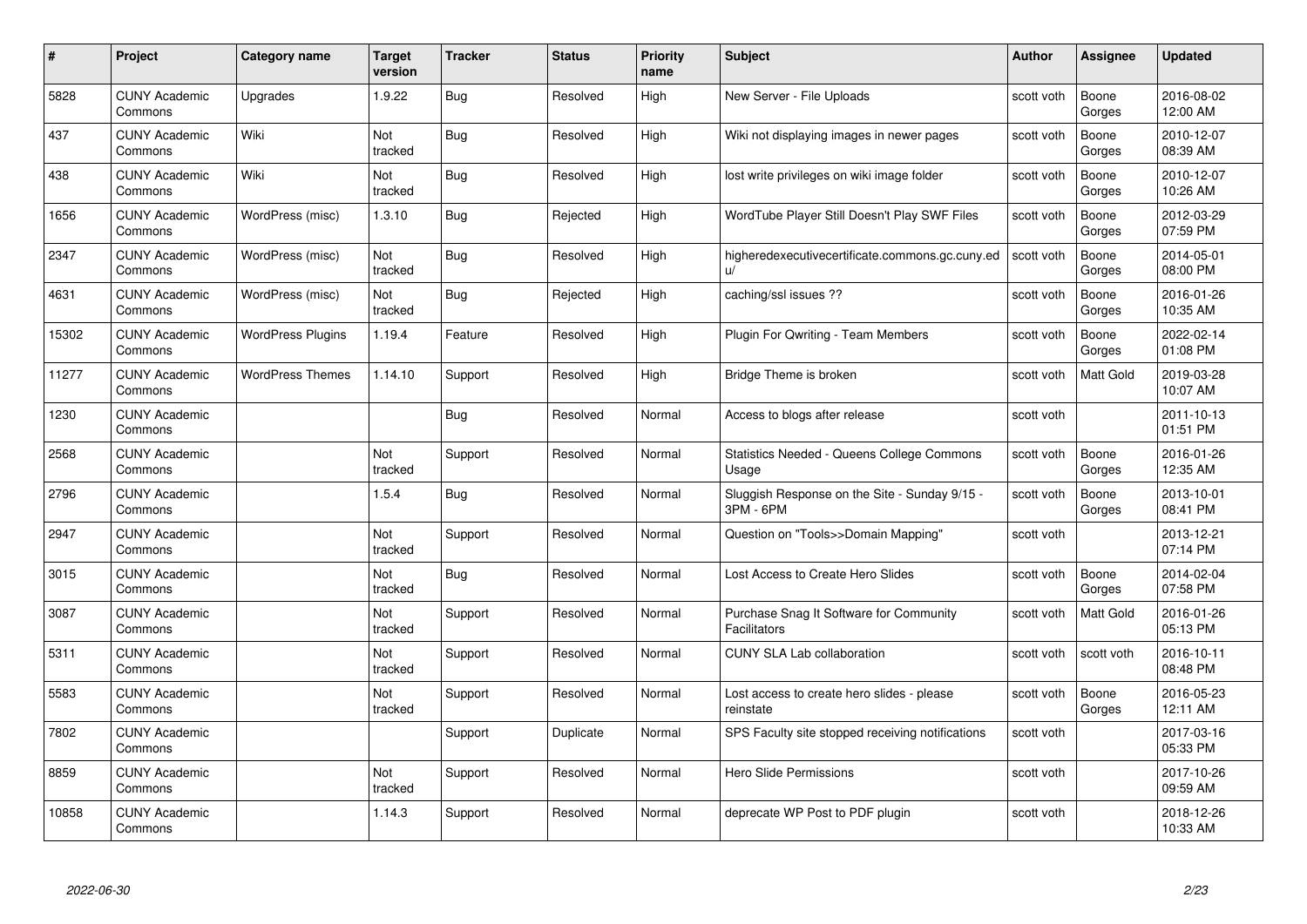| # | Project | Category name | Target version | Tracker | Status | Priority name | Subject | Author | Assignee | Updated |
|---|---|---|---|---|---|---|---|---|---|---|
| 5828 | CUNY Academic Commons | Upgrades | 1.9.22 | Bug | Resolved | High | New Server - File Uploads | scott voth | Boone Gorges | 2016-08-02 12:00 AM |
| 437 | CUNY Academic Commons | Wiki | Not tracked | Bug | Resolved | High | Wiki not displaying images in newer pages | scott voth | Boone Gorges | 2010-12-07 08:39 AM |
| 438 | CUNY Academic Commons | Wiki | Not tracked | Bug | Resolved | High | lost write privileges on wiki image folder | scott voth | Boone Gorges | 2010-12-07 10:26 AM |
| 1656 | CUNY Academic Commons | WordPress (misc) | 1.3.10 | Bug | Rejected | High | WordTube Player Still Doesn't Play SWF Files | scott voth | Boone Gorges | 2012-03-29 07:59 PM |
| 2347 | CUNY Academic Commons | WordPress (misc) | Not tracked | Bug | Resolved | High | higheredexecutivecertificate.commons.gc.cuny.edu/ | scott voth | Boone Gorges | 2014-05-01 08:00 PM |
| 4631 | CUNY Academic Commons | WordPress (misc) | Not tracked | Bug | Rejected | High | caching/ssl issues ?? | scott voth | Boone Gorges | 2016-01-26 10:35 AM |
| 15302 | CUNY Academic Commons | WordPress Plugins | 1.19.4 | Feature | Resolved | High | Plugin For Qwriting - Team Members | scott voth | Boone Gorges | 2022-02-14 01:08 PM |
| 11277 | CUNY Academic Commons | WordPress Themes | 1.14.10 | Support | Resolved | High | Bridge Theme is broken | scott voth | Matt Gold | 2019-03-28 10:07 AM |
| 1230 | CUNY Academic Commons | | | Bug | Resolved | Normal | Access to blogs after release | scott voth | | 2011-10-13 01:51 PM |
| 2568 | CUNY Academic Commons | | Not tracked | Support | Resolved | Normal | Statistics Needed - Queens College Commons Usage | scott voth | Boone Gorges | 2016-01-26 12:35 AM |
| 2796 | CUNY Academic Commons | | 1.5.4 | Bug | Resolved | Normal | Sluggish Response on the Site - Sunday 9/15 - 3PM - 6PM | scott voth | Boone Gorges | 2013-10-01 08:41 PM |
| 2947 | CUNY Academic Commons | | Not tracked | Support | Resolved | Normal | Question on "Tools>>Domain Mapping" | scott voth | | 2013-12-21 07:14 PM |
| 3015 | CUNY Academic Commons | | Not tracked | Bug | Resolved | Normal | Lost Access to Create Hero Slides | scott voth | Boone Gorges | 2014-02-04 07:58 PM |
| 3087 | CUNY Academic Commons | | Not tracked | Support | Resolved | Normal | Purchase Snag It Software for Community Facilitators | scott voth | Matt Gold | 2016-01-26 05:13 PM |
| 5311 | CUNY Academic Commons | | Not tracked | Support | Resolved | Normal | CUNY SLA Lab collaboration | scott voth | scott voth | 2016-10-11 08:48 PM |
| 5583 | CUNY Academic Commons | | Not tracked | Support | Resolved | Normal | Lost access to create hero slides - please reinstate | scott voth | Boone Gorges | 2016-05-23 12:11 AM |
| 7802 | CUNY Academic Commons | | | Support | Duplicate | Normal | SPS Faculty site stopped receiving notifications | scott voth | | 2017-03-16 05:33 PM |
| 8859 | CUNY Academic Commons | | Not tracked | Support | Resolved | Normal | Hero Slide Permissions | scott voth | | 2017-10-26 09:59 AM |
| 10858 | CUNY Academic Commons | | 1.14.3 | Support | Resolved | Normal | deprecate WP Post to PDF plugin | scott voth | | 2018-12-26 10:33 AM |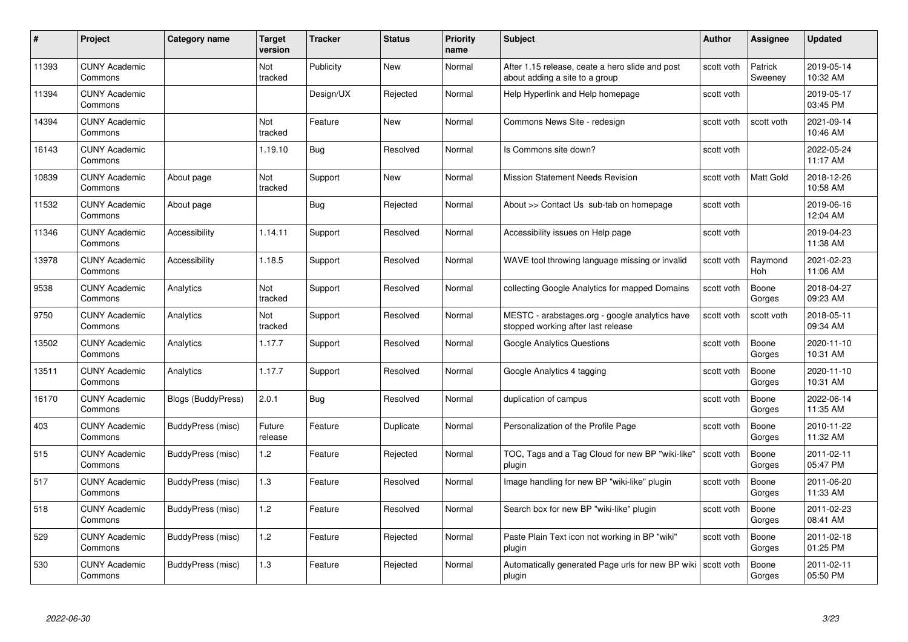| # | Project | Category name | Target version | Tracker | Status | Priority name | Subject | Author | Assignee | Updated |
|---|---|---|---|---|---|---|---|---|---|---|
| 11393 | CUNY Academic Commons | | Not tracked | Publicity | New | Normal | After 1.15 release, ceate a hero slide and post about adding a site to a group | scott voth | Patrick Sweeney | 2019-05-14 10:32 AM |
| 11394 | CUNY Academic Commons | | | Design/UX | Rejected | Normal | Help Hyperlink and Help homepage | scott voth | | 2019-05-17 03:45 PM |
| 14394 | CUNY Academic Commons | | Not tracked | Feature | New | Normal | Commons News Site - redesign | scott voth | scott voth | 2021-09-14 10:46 AM |
| 16143 | CUNY Academic Commons | | 1.19.10 | Bug | Resolved | Normal | Is Commons site down? | scott voth | | 2022-05-24 11:17 AM |
| 10839 | CUNY Academic Commons | About page | Not tracked | Support | New | Normal | Mission Statement Needs Revision | scott voth | Matt Gold | 2018-12-26 10:58 AM |
| 11532 | CUNY Academic Commons | About page | | Bug | Rejected | Normal | About >> Contact Us sub-tab on homepage | scott voth | | 2019-06-16 12:04 AM |
| 11346 | CUNY Academic Commons | Accessibility | 1.14.11 | Support | Resolved | Normal | Accessibility issues on Help page | scott voth | | 2019-04-23 11:38 AM |
| 13978 | CUNY Academic Commons | Accessibility | 1.18.5 | Support | Resolved | Normal | WAVE tool throwing language missing or invalid | scott voth | Raymond Hoh | 2021-02-23 11:06 AM |
| 9538 | CUNY Academic Commons | Analytics | Not tracked | Support | Resolved | Normal | collecting Google Analytics for mapped Domains | scott voth | Boone Gorges | 2018-04-27 09:23 AM |
| 9750 | CUNY Academic Commons | Analytics | Not tracked | Support | Resolved | Normal | MESTC - arabstages.org - google analytics have stopped working after last release | scott voth | scott voth | 2018-05-11 09:34 AM |
| 13502 | CUNY Academic Commons | Analytics | 1.17.7 | Support | Resolved | Normal | Google Analytics Questions | scott voth | Boone Gorges | 2020-11-10 10:31 AM |
| 13511 | CUNY Academic Commons | Analytics | 1.17.7 | Support | Resolved | Normal | Google Analytics 4 tagging | scott voth | Boone Gorges | 2020-11-10 10:31 AM |
| 16170 | CUNY Academic Commons | Blogs (BuddyPress) | 2.0.1 | Bug | Resolved | Normal | duplication of campus | scott voth | Boone Gorges | 2022-06-14 11:35 AM |
| 403 | CUNY Academic Commons | BuddyPress (misc) | Future release | Feature | Duplicate | Normal | Personalization of the Profile Page | scott voth | Boone Gorges | 2010-11-22 11:32 AM |
| 515 | CUNY Academic Commons | BuddyPress (misc) | 1.2 | Feature | Rejected | Normal | TOC, Tags and a Tag Cloud for new BP "wiki-like" plugin | scott voth | Boone Gorges | 2011-02-11 05:47 PM |
| 517 | CUNY Academic Commons | BuddyPress (misc) | 1.3 | Feature | Resolved | Normal | Image handling for new BP "wiki-like" plugin | scott voth | Boone Gorges | 2011-06-20 11:33 AM |
| 518 | CUNY Academic Commons | BuddyPress (misc) | 1.2 | Feature | Resolved | Normal | Search box for new BP "wiki-like" plugin | scott voth | Boone Gorges | 2011-02-23 08:41 AM |
| 529 | CUNY Academic Commons | BuddyPress (misc) | 1.2 | Feature | Rejected | Normal | Paste Plain Text icon not working in BP "wiki" plugin | scott voth | Boone Gorges | 2011-02-18 01:25 PM |
| 530 | CUNY Academic Commons | BuddyPress (misc) | 1.3 | Feature | Rejected | Normal | Automatically generated Page urls for new BP wiki plugin | scott voth | Boone Gorges | 2011-02-11 05:50 PM |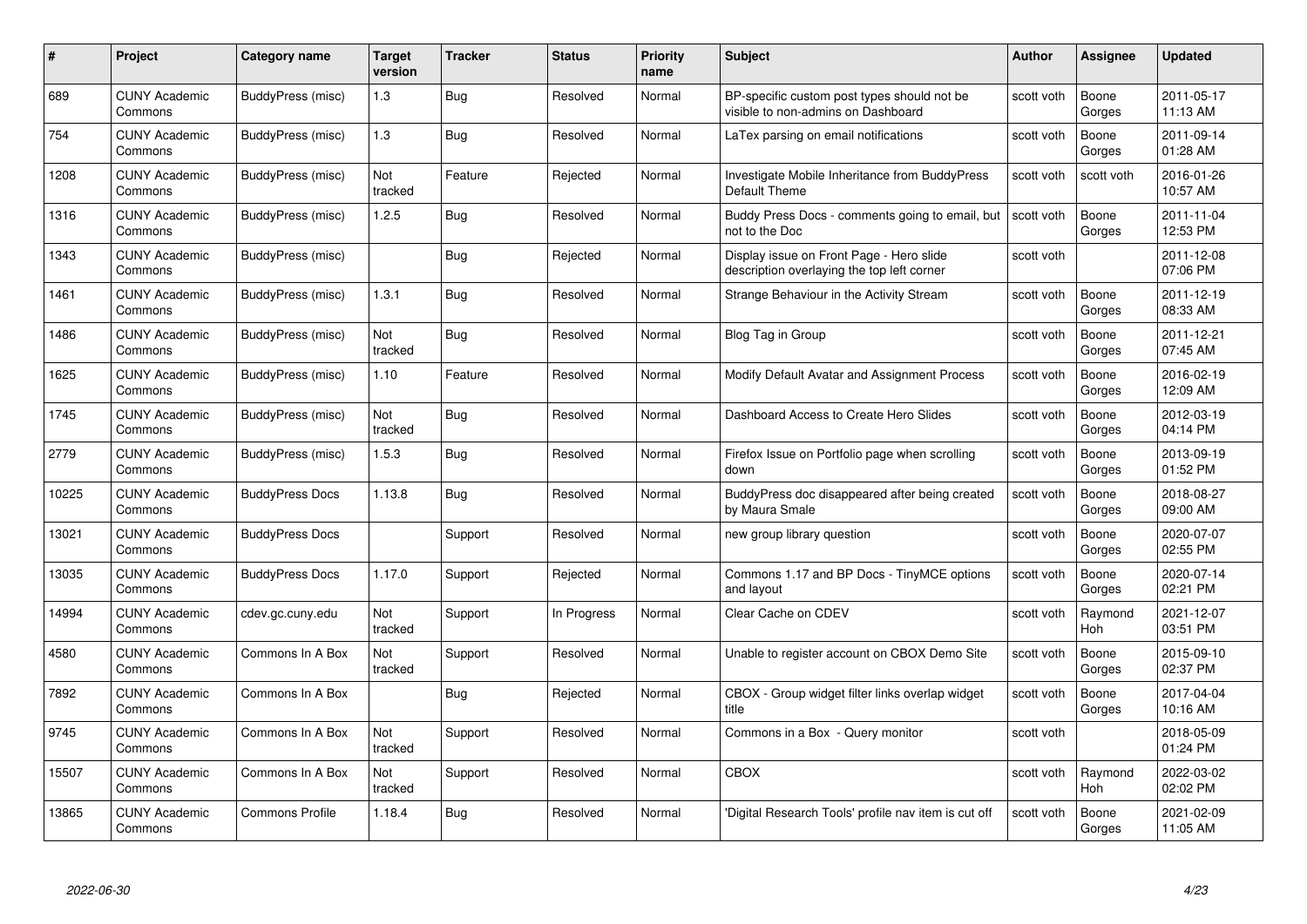| # | Project | Category name | Target version | Tracker | Status | Priority name | Subject | Author | Assignee | Updated |
|---|---|---|---|---|---|---|---|---|---|---|
| 689 | CUNY Academic Commons | BuddyPress (misc) | 1.3 | Bug | Resolved | Normal | BP-specific custom post types should not be visible to non-admins on Dashboard | scott voth | Boone Gorges | 2011-05-17 11:13 AM |
| 754 | CUNY Academic Commons | BuddyPress (misc) | 1.3 | Bug | Resolved | Normal | LaTex parsing on email notifications | scott voth | Boone Gorges | 2011-09-14 01:28 AM |
| 1208 | CUNY Academic Commons | BuddyPress (misc) | Not tracked | Feature | Rejected | Normal | Investigate Mobile Inheritance from BuddyPress Default Theme | scott voth | scott voth | 2016-01-26 10:57 AM |
| 1316 | CUNY Academic Commons | BuddyPress (misc) | 1.2.5 | Bug | Resolved | Normal | Buddy Press Docs - comments going to email, but not to the Doc | scott voth | Boone Gorges | 2011-11-04 12:53 PM |
| 1343 | CUNY Academic Commons | BuddyPress (misc) | | Bug | Rejected | Normal | Display issue on Front Page - Hero slide description overlaying the top left corner | scott voth | | 2011-12-08 07:06 PM |
| 1461 | CUNY Academic Commons | BuddyPress (misc) | 1.3.1 | Bug | Resolved | Normal | Strange Behaviour in the Activity Stream | scott voth | Boone Gorges | 2011-12-19 08:33 AM |
| 1486 | CUNY Academic Commons | BuddyPress (misc) | Not tracked | Bug | Resolved | Normal | Blog Tag in Group | scott voth | Boone Gorges | 2011-12-21 07:45 AM |
| 1625 | CUNY Academic Commons | BuddyPress (misc) | 1.10 | Feature | Resolved | Normal | Modify Default Avatar and Assignment Process | scott voth | Boone Gorges | 2016-02-19 12:09 AM |
| 1745 | CUNY Academic Commons | BuddyPress (misc) | Not tracked | Bug | Resolved | Normal | Dashboard Access to Create Hero Slides | scott voth | Boone Gorges | 2012-03-19 04:14 PM |
| 2779 | CUNY Academic Commons | BuddyPress (misc) | 1.5.3 | Bug | Resolved | Normal | Firefox Issue on Portfolio page when scrolling down | scott voth | Boone Gorges | 2013-09-19 01:52 PM |
| 10225 | CUNY Academic Commons | BuddyPress Docs | 1.13.8 | Bug | Resolved | Normal | BuddyPress doc disappeared after being created by Maura Smale | scott voth | Boone Gorges | 2018-08-27 09:00 AM |
| 13021 | CUNY Academic Commons | BuddyPress Docs | | Support | Resolved | Normal | new group library question | scott voth | Boone Gorges | 2020-07-07 02:55 PM |
| 13035 | CUNY Academic Commons | BuddyPress Docs | 1.17.0 | Support | Rejected | Normal | Commons 1.17 and BP Docs - TinyMCE options and layout | scott voth | Boone Gorges | 2020-07-14 02:21 PM |
| 14994 | CUNY Academic Commons | cdev.gc.cuny.edu | Not tracked | Support | In Progress | Normal | Clear Cache on CDEV | scott voth | Raymond Hoh | 2021-12-07 03:51 PM |
| 4580 | CUNY Academic Commons | Commons In A Box | Not tracked | Support | Resolved | Normal | Unable to register account on CBOX Demo Site | scott voth | Boone Gorges | 2015-09-10 02:37 PM |
| 7892 | CUNY Academic Commons | Commons In A Box | | Bug | Rejected | Normal | CBOX - Group widget filter links overlap widget title | scott voth | Boone Gorges | 2017-04-04 10:16 AM |
| 9745 | CUNY Academic Commons | Commons In A Box | Not tracked | Support | Resolved | Normal | Commons in a Box - Query monitor | scott voth | | 2018-05-09 01:24 PM |
| 15507 | CUNY Academic Commons | Commons In A Box | Not tracked | Support | Resolved | Normal | CBOX | scott voth | Raymond Hoh | 2022-03-02 02:02 PM |
| 13865 | CUNY Academic Commons | Commons Profile | 1.18.4 | Bug | Resolved | Normal | 'Digital Research Tools' profile nav item is cut off | scott voth | Boone Gorges | 2021-02-09 11:05 AM |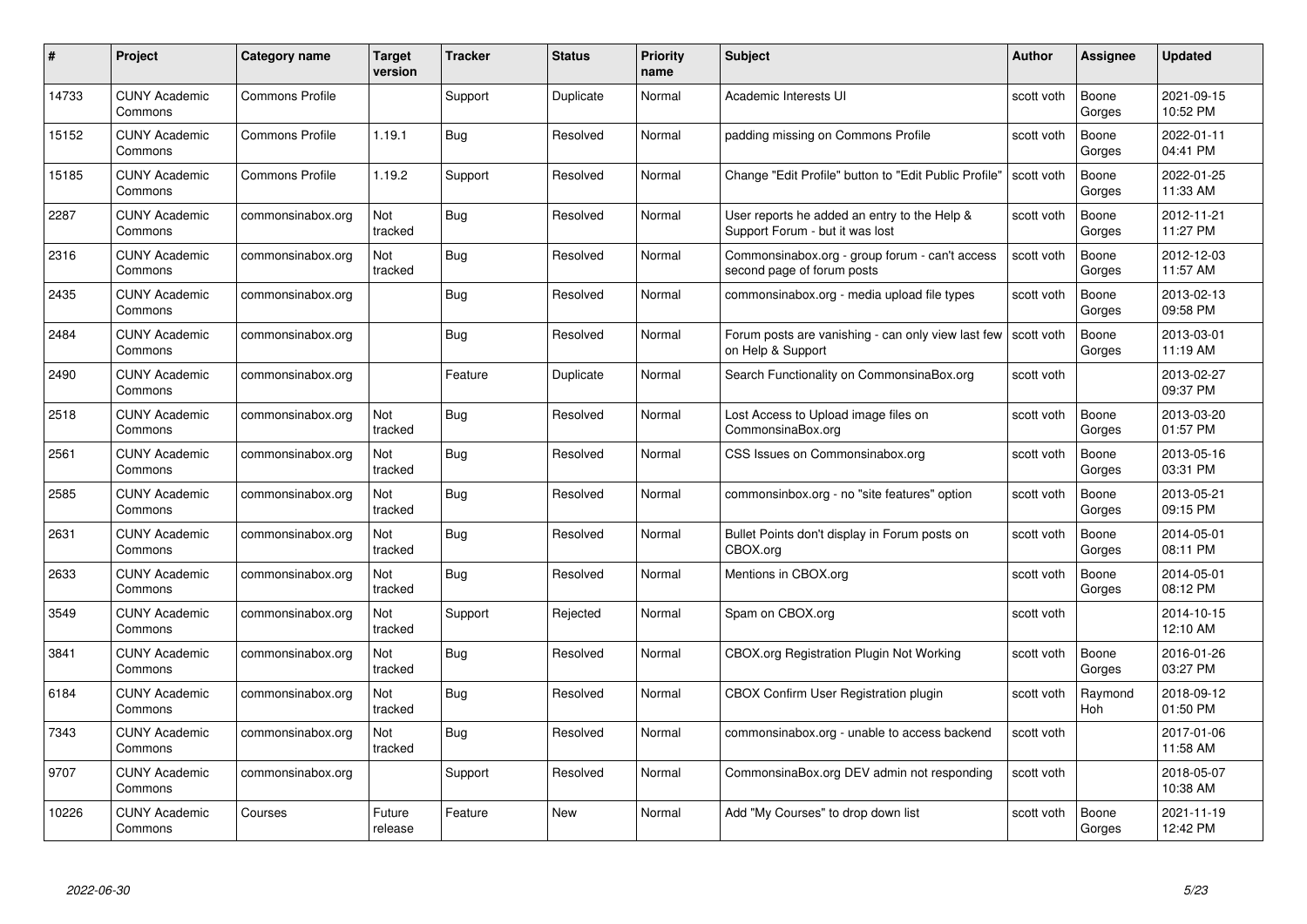| # | Project | Category name | Target version | Tracker | Status | Priority name | Subject | Author | Assignee | Updated |
|---|---|---|---|---|---|---|---|---|---|---|
| 14733 | CUNY Academic Commons | Commons Profile | | Support | Duplicate | Normal | Academic Interests UI | scott voth | Boone Gorges | 2021-09-15 10:52 PM |
| 15152 | CUNY Academic Commons | Commons Profile | 1.19.1 | Bug | Resolved | Normal | padding missing on Commons Profile | scott voth | Boone Gorges | 2022-01-11 04:41 PM |
| 15185 | CUNY Academic Commons | Commons Profile | 1.19.2 | Support | Resolved | Normal | Change "Edit Profile" button to "Edit Public Profile" | scott voth | Boone Gorges | 2022-01-25 11:33 AM |
| 2287 | CUNY Academic Commons | commonsinabox.org | Not tracked | Bug | Resolved | Normal | User reports he added an entry to the Help & Support Forum - but it was lost | scott voth | Boone Gorges | 2012-11-21 11:27 PM |
| 2316 | CUNY Academic Commons | commonsinabox.org | Not tracked | Bug | Resolved | Normal | Commonsinabox.org - group forum - can't access second page of forum posts | scott voth | Boone Gorges | 2012-12-03 11:57 AM |
| 2435 | CUNY Academic Commons | commonsinabox.org | | Bug | Resolved | Normal | commonsinabox.org - media upload file types | scott voth | Boone Gorges | 2013-02-13 09:58 PM |
| 2484 | CUNY Academic Commons | commonsinabox.org | | Bug | Resolved | Normal | Forum posts are vanishing - can only view last few on Help & Support | scott voth | Boone Gorges | 2013-03-01 11:19 AM |
| 2490 | CUNY Academic Commons | commonsinabox.org | | Feature | Duplicate | Normal | Search Functionality on CommonsinaBox.org | scott voth | | 2013-02-27 09:37 PM |
| 2518 | CUNY Academic Commons | commonsinabox.org | Not tracked | Bug | Resolved | Normal | Lost Access to Upload image files on CommonsinaBox.org | scott voth | Boone Gorges | 2013-03-20 01:57 PM |
| 2561 | CUNY Academic Commons | commonsinabox.org | Not tracked | Bug | Resolved | Normal | CSS Issues on Commonsinabox.org | scott voth | Boone Gorges | 2013-05-16 03:31 PM |
| 2585 | CUNY Academic Commons | commonsinabox.org | Not tracked | Bug | Resolved | Normal | commonsinbox.org - no "site features" option | scott voth | Boone Gorges | 2013-05-21 09:15 PM |
| 2631 | CUNY Academic Commons | commonsinabox.org | Not tracked | Bug | Resolved | Normal | Bullet Points don't display in Forum posts on CBOX.org | scott voth | Boone Gorges | 2014-05-01 08:11 PM |
| 2633 | CUNY Academic Commons | commonsinabox.org | Not tracked | Bug | Resolved | Normal | Mentions in CBOX.org | scott voth | Boone Gorges | 2014-05-01 08:12 PM |
| 3549 | CUNY Academic Commons | commonsinabox.org | Not tracked | Support | Rejected | Normal | Spam on CBOX.org | scott voth | | 2014-10-15 12:10 AM |
| 3841 | CUNY Academic Commons | commonsinabox.org | Not tracked | Bug | Resolved | Normal | CBOX.org Registration Plugin Not Working | scott voth | Boone Gorges | 2016-01-26 03:27 PM |
| 6184 | CUNY Academic Commons | commonsinabox.org | Not tracked | Bug | Resolved | Normal | CBOX Confirm User Registration plugin | scott voth | Raymond Hoh | 2018-09-12 01:50 PM |
| 7343 | CUNY Academic Commons | commonsinabox.org | Not tracked | Bug | Resolved | Normal | commonsinabox.org - unable to access backend | scott voth | | 2017-01-06 11:58 AM |
| 9707 | CUNY Academic Commons | commonsinabox.org | | Support | Resolved | Normal | CommonsinaBox.org DEV admin not responding | scott voth | | 2018-05-07 10:38 AM |
| 10226 | CUNY Academic Commons | Courses | Future release | Feature | New | Normal | Add "My Courses" to drop down list | scott voth | Boone Gorges | 2021-11-19 12:42 PM |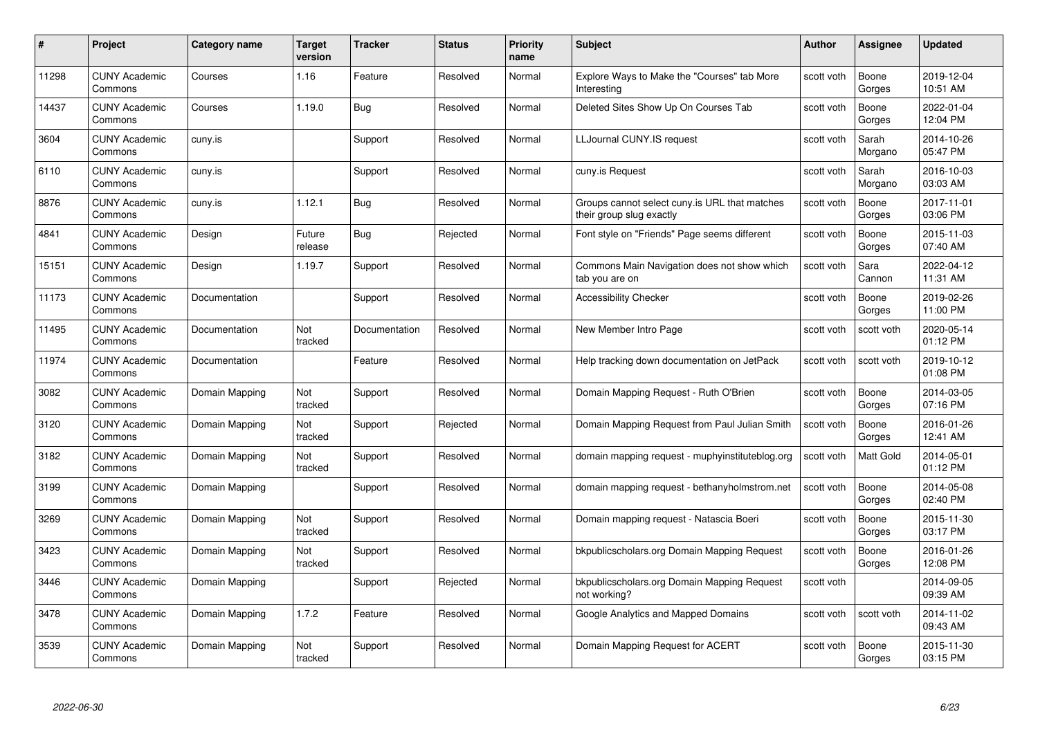| # | Project | Category name | Target version | Tracker | Status | Priority name | Subject | Author | Assignee | Updated |
|---|---|---|---|---|---|---|---|---|---|---|
| 11298 | CUNY Academic Commons | Courses | 1.16 | Feature | Resolved | Normal | Explore Ways to Make the "Courses" tab More Interesting | scott voth | Boone Gorges | 2019-12-04 10:51 AM |
| 14437 | CUNY Academic Commons | Courses | 1.19.0 | Bug | Resolved | Normal | Deleted Sites Show Up On Courses Tab | scott voth | Boone Gorges | 2022-01-04 12:04 PM |
| 3604 | CUNY Academic Commons | cuny.is | | Support | Resolved | Normal | LLJournal CUNY.IS request | scott voth | Sarah Morgano | 2014-10-26 05:47 PM |
| 6110 | CUNY Academic Commons | cuny.is | | Support | Resolved | Normal | cuny.is Request | scott voth | Sarah Morgano | 2016-10-03 03:03 AM |
| 8876 | CUNY Academic Commons | cuny.is | 1.12.1 | Bug | Resolved | Normal | Groups cannot select cuny.is URL that matches their group slug exactly | scott voth | Boone Gorges | 2017-11-01 03:06 PM |
| 4841 | CUNY Academic Commons | Design | Future release | Bug | Rejected | Normal | Font style on "Friends" Page seems different | scott voth | Boone Gorges | 2015-11-03 07:40 AM |
| 15151 | CUNY Academic Commons | Design | 1.19.7 | Support | Resolved | Normal | Commons Main Navigation does not show which tab you are on | scott voth | Sara Cannon | 2022-04-12 11:31 AM |
| 11173 | CUNY Academic Commons | Documentation | | Support | Resolved | Normal | Accessibility Checker | scott voth | Boone Gorges | 2019-02-26 11:00 PM |
| 11495 | CUNY Academic Commons | Documentation | Not tracked | Documentation | Resolved | Normal | New Member Intro Page | scott voth | scott voth | 2020-05-14 01:12 PM |
| 11974 | CUNY Academic Commons | Documentation | | Feature | Resolved | Normal | Help tracking down documentation on JetPack | scott voth | scott voth | 2019-10-12 01:08 PM |
| 3082 | CUNY Academic Commons | Domain Mapping | Not tracked | Support | Resolved | Normal | Domain Mapping Request - Ruth O'Brien | scott voth | Boone Gorges | 2014-03-05 07:16 PM |
| 3120 | CUNY Academic Commons | Domain Mapping | Not tracked | Support | Rejected | Normal | Domain Mapping Request from Paul Julian Smith | scott voth | Boone Gorges | 2016-01-26 12:41 AM |
| 3182 | CUNY Academic Commons | Domain Mapping | Not tracked | Support | Resolved | Normal | domain mapping request - muphyinstituteblog.org | scott voth | Matt Gold | 2014-05-01 01:12 PM |
| 3199 | CUNY Academic Commons | Domain Mapping | | Support | Resolved | Normal | domain mapping request - bethanyholmstrom.net | scott voth | Boone Gorges | 2014-05-08 02:40 PM |
| 3269 | CUNY Academic Commons | Domain Mapping | Not tracked | Support | Resolved | Normal | Domain mapping request - Natascia Boeri | scott voth | Boone Gorges | 2015-11-30 03:17 PM |
| 3423 | CUNY Academic Commons | Domain Mapping | Not tracked | Support | Resolved | Normal | bkpublicscholars.org Domain Mapping Request | scott voth | Boone Gorges | 2016-01-26 12:08 PM |
| 3446 | CUNY Academic Commons | Domain Mapping | | Support | Rejected | Normal | bkpublicscholars.org Domain Mapping Request not working? | scott voth | | 2014-09-05 09:39 AM |
| 3478 | CUNY Academic Commons | Domain Mapping | 1.7.2 | Feature | Resolved | Normal | Google Analytics and Mapped Domains | scott voth | scott voth | 2014-11-02 09:43 AM |
| 3539 | CUNY Academic Commons | Domain Mapping | Not tracked | Support | Resolved | Normal | Domain Mapping Request for ACERT | scott voth | Boone Gorges | 2015-11-30 03:15 PM |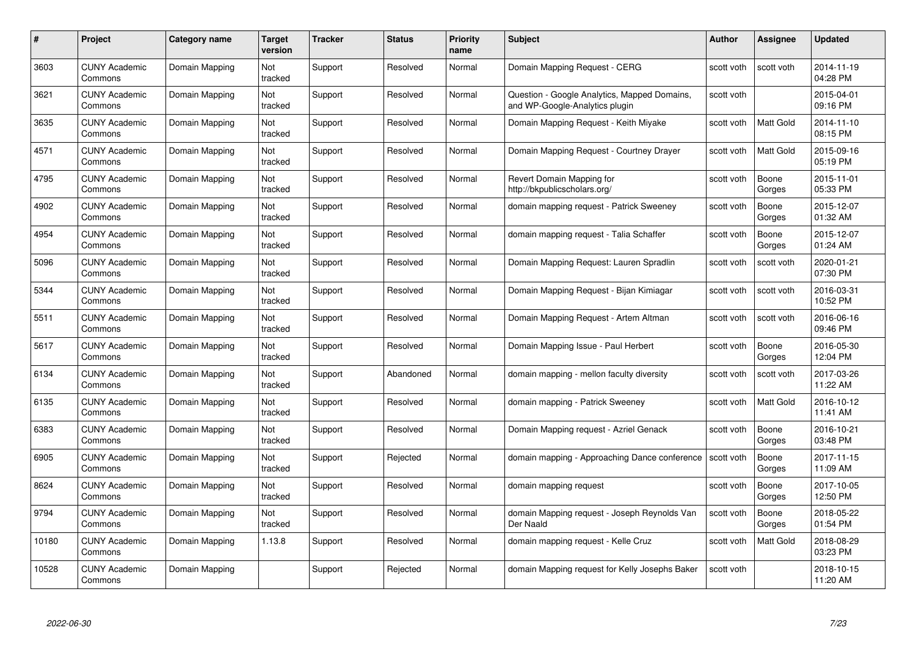| # | Project | Category name | Target version | Tracker | Status | Priority name | Subject | Author | Assignee | Updated |
|---|---|---|---|---|---|---|---|---|---|---|
| 3603 | CUNY Academic Commons | Domain Mapping | Not tracked | Support | Resolved | Normal | Domain Mapping Request - CERG | scott voth | scott voth | 2014-11-19 04:28 PM |
| 3621 | CUNY Academic Commons | Domain Mapping | Not tracked | Support | Resolved | Normal | Question - Google Analytics, Mapped Domains, and WP-Google-Analytics plugin | scott voth | | 2015-04-01 09:16 PM |
| 3635 | CUNY Academic Commons | Domain Mapping | Not tracked | Support | Resolved | Normal | Domain Mapping Request - Keith Miyake | scott voth | Matt Gold | 2014-11-10 08:15 PM |
| 4571 | CUNY Academic Commons | Domain Mapping | Not tracked | Support | Resolved | Normal | Domain Mapping Request - Courtney Drayer | scott voth | Matt Gold | 2015-09-16 05:19 PM |
| 4795 | CUNY Academic Commons | Domain Mapping | Not tracked | Support | Resolved | Normal | Revert Domain Mapping for http://bkpublicscholars.org/ | scott voth | Boone Gorges | 2015-11-01 05:33 PM |
| 4902 | CUNY Academic Commons | Domain Mapping | Not tracked | Support | Resolved | Normal | domain mapping request - Patrick Sweeney | scott voth | Boone Gorges | 2015-12-07 01:32 AM |
| 4954 | CUNY Academic Commons | Domain Mapping | Not tracked | Support | Resolved | Normal | domain mapping request - Talia Schaffer | scott voth | Boone Gorges | 2015-12-07 01:24 AM |
| 5096 | CUNY Academic Commons | Domain Mapping | Not tracked | Support | Resolved | Normal | Domain Mapping Request: Lauren Spradlin | scott voth | scott voth | 2020-01-21 07:30 PM |
| 5344 | CUNY Academic Commons | Domain Mapping | Not tracked | Support | Resolved | Normal | Domain Mapping Request - Bijan Kimiagar | scott voth | scott voth | 2016-03-31 10:52 PM |
| 5511 | CUNY Academic Commons | Domain Mapping | Not tracked | Support | Resolved | Normal | Domain Mapping Request - Artem Altman | scott voth | scott voth | 2016-06-16 09:46 PM |
| 5617 | CUNY Academic Commons | Domain Mapping | Not tracked | Support | Resolved | Normal | Domain Mapping Issue - Paul Herbert | scott voth | Boone Gorges | 2016-05-30 12:04 PM |
| 6134 | CUNY Academic Commons | Domain Mapping | Not tracked | Support | Abandoned | Normal | domain mapping - mellon faculty diversity | scott voth | scott voth | 2017-03-26 11:22 AM |
| 6135 | CUNY Academic Commons | Domain Mapping | Not tracked | Support | Resolved | Normal | domain mapping - Patrick Sweeney | scott voth | Matt Gold | 2016-10-12 11:41 AM |
| 6383 | CUNY Academic Commons | Domain Mapping | Not tracked | Support | Resolved | Normal | Domain Mapping request - Azriel Genack | scott voth | Boone Gorges | 2016-10-21 03:48 PM |
| 6905 | CUNY Academic Commons | Domain Mapping | Not tracked | Support | Rejected | Normal | domain mapping - Approaching Dance conference | scott voth | Boone Gorges | 2017-11-15 11:09 AM |
| 8624 | CUNY Academic Commons | Domain Mapping | Not tracked | Support | Resolved | Normal | domain mapping request | scott voth | Boone Gorges | 2017-10-05 12:50 PM |
| 9794 | CUNY Academic Commons | Domain Mapping | Not tracked | Support | Resolved | Normal | domain Mapping request - Joseph Reynolds Van Der Naald | scott voth | Boone Gorges | 2018-05-22 01:54 PM |
| 10180 | CUNY Academic Commons | Domain Mapping | 1.13.8 | Support | Resolved | Normal | domain mapping request - Kelle Cruz | scott voth | Matt Gold | 2018-08-29 03:23 PM |
| 10528 | CUNY Academic Commons | Domain Mapping | | Support | Rejected | Normal | domain Mapping request for Kelly Josephs Baker | scott voth | | 2018-10-15 11:20 AM |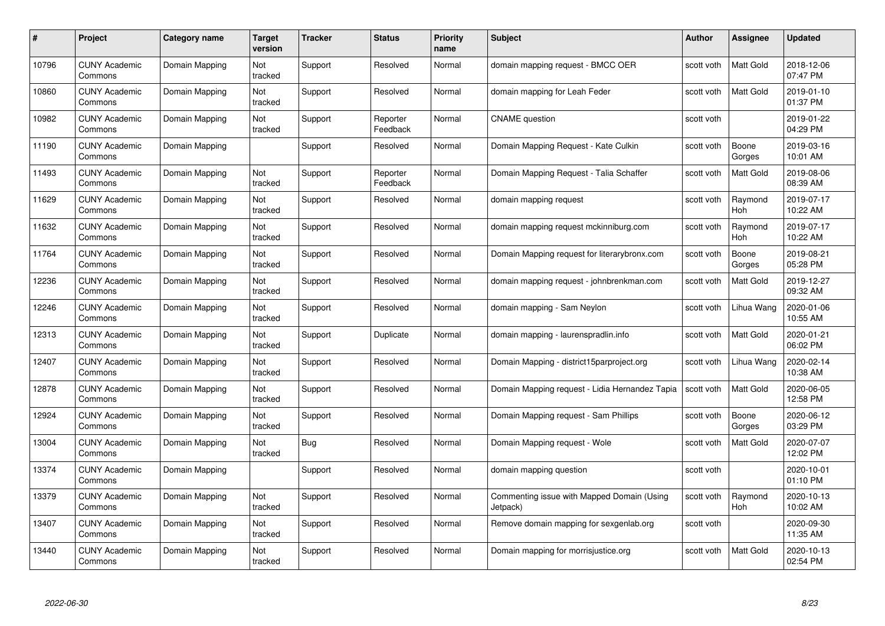| # | Project | Category name | Target version | Tracker | Status | Priority name | Subject | Author | Assignee | Updated |
|---|---|---|---|---|---|---|---|---|---|---|
| 10796 | CUNY Academic Commons | Domain Mapping | Not tracked | Support | Resolved | Normal | domain mapping request - BMCC OER | scott voth | Matt Gold | 2018-12-06 07:47 PM |
| 10860 | CUNY Academic Commons | Domain Mapping | Not tracked | Support | Resolved | Normal | domain mapping for Leah Feder | scott voth | Matt Gold | 2019-01-10 01:37 PM |
| 10982 | CUNY Academic Commons | Domain Mapping | Not tracked | Support | Reporter Feedback | Normal | CNAME question | scott voth | | 2019-01-22 04:29 PM |
| 11190 | CUNY Academic Commons | Domain Mapping | | Support | Resolved | Normal | Domain Mapping Request - Kate Culkin | scott voth | Boone Gorges | 2019-03-16 10:01 AM |
| 11493 | CUNY Academic Commons | Domain Mapping | Not tracked | Support | Reporter Feedback | Normal | Domain Mapping Request - Talia Schaffer | scott voth | Matt Gold | 2019-08-06 08:39 AM |
| 11629 | CUNY Academic Commons | Domain Mapping | Not tracked | Support | Resolved | Normal | domain mapping request | scott voth | Raymond Hoh | 2019-07-17 10:22 AM |
| 11632 | CUNY Academic Commons | Domain Mapping | Not tracked | Support | Resolved | Normal | domain mapping request mckinniburg.com | scott voth | Raymond Hoh | 2019-07-17 10:22 AM |
| 11764 | CUNY Academic Commons | Domain Mapping | Not tracked | Support | Resolved | Normal | Domain Mapping request for literarybronx.com | scott voth | Boone Gorges | 2019-08-21 05:28 PM |
| 12236 | CUNY Academic Commons | Domain Mapping | Not tracked | Support | Resolved | Normal | domain mapping request - johnbrenkman.com | scott voth | Matt Gold | 2019-12-27 09:32 AM |
| 12246 | CUNY Academic Commons | Domain Mapping | Not tracked | Support | Resolved | Normal | domain mapping - Sam Neylon | scott voth | Lihua Wang | 2020-01-06 10:55 AM |
| 12313 | CUNY Academic Commons | Domain Mapping | Not tracked | Support | Duplicate | Normal | domain mapping - laurenspradlin.info | scott voth | Matt Gold | 2020-01-21 06:02 PM |
| 12407 | CUNY Academic Commons | Domain Mapping | Not tracked | Support | Resolved | Normal | Domain Mapping - district15parproject.org | scott voth | Lihua Wang | 2020-02-14 10:38 AM |
| 12878 | CUNY Academic Commons | Domain Mapping | Not tracked | Support | Resolved | Normal | Domain Mapping request - Lidia Hernandez Tapia | scott voth | Matt Gold | 2020-06-05 12:58 PM |
| 12924 | CUNY Academic Commons | Domain Mapping | Not tracked | Support | Resolved | Normal | Domain Mapping request - Sam Phillips | scott voth | Boone Gorges | 2020-06-12 03:29 PM |
| 13004 | CUNY Academic Commons | Domain Mapping | Not tracked | Bug | Resolved | Normal | Domain Mapping request - Wole | scott voth | Matt Gold | 2020-07-07 12:02 PM |
| 13374 | CUNY Academic Commons | Domain Mapping | | Support | Resolved | Normal | domain mapping question | scott voth | | 2020-10-01 01:10 PM |
| 13379 | CUNY Academic Commons | Domain Mapping | Not tracked | Support | Resolved | Normal | Commenting issue with Mapped Domain (Using Jetpack) | scott voth | Raymond Hoh | 2020-10-13 10:02 AM |
| 13407 | CUNY Academic Commons | Domain Mapping | Not tracked | Support | Resolved | Normal | Remove domain mapping for sexgenlab.org | scott voth | | 2020-09-30 11:35 AM |
| 13440 | CUNY Academic Commons | Domain Mapping | Not tracked | Support | Resolved | Normal | Domain mapping for morrisjustice.org | scott voth | Matt Gold | 2020-10-13 02:54 PM |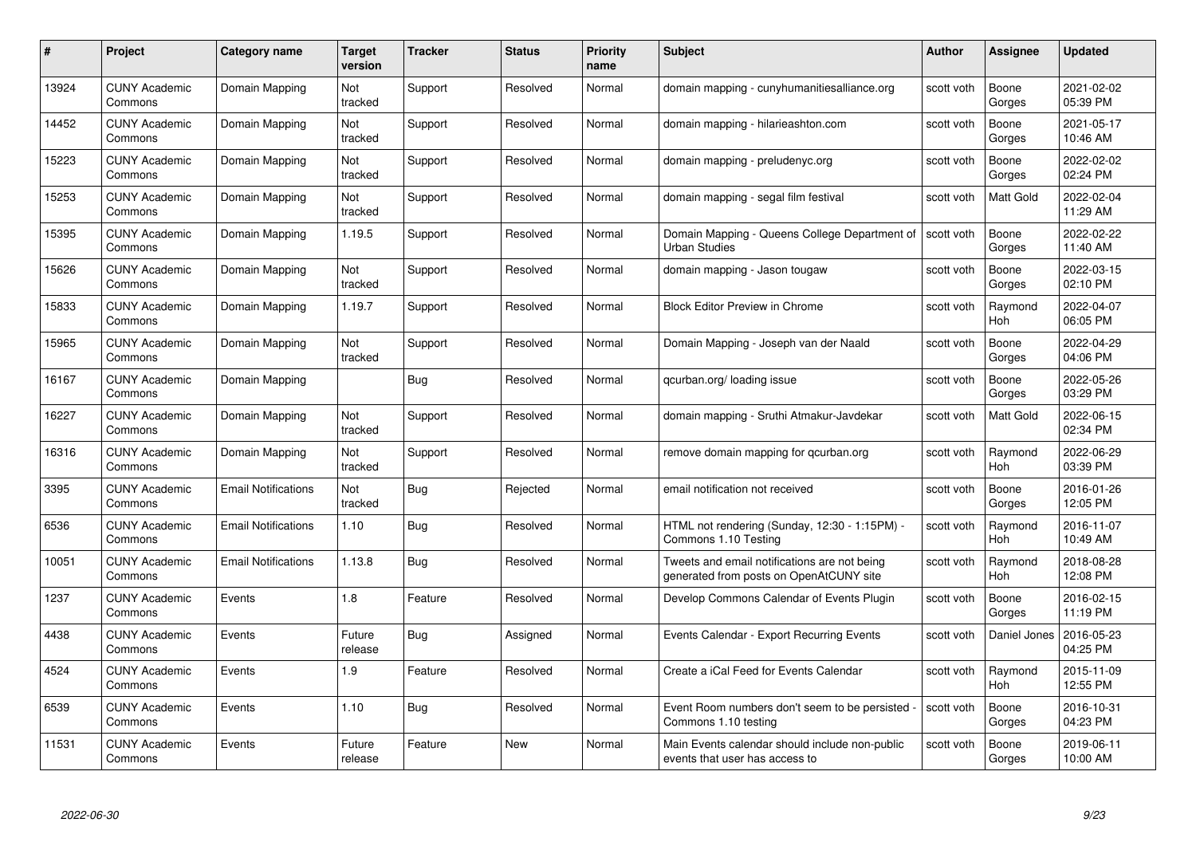| # | Project | Category name | Target version | Tracker | Status | Priority name | Subject | Author | Assignee | Updated |
|---|---|---|---|---|---|---|---|---|---|---|
| 13924 | CUNY Academic Commons | Domain Mapping | Not tracked | Support | Resolved | Normal | domain mapping - cunyhumanitiesalliance.org | scott voth | Boone Gorges | 2021-02-02 05:39 PM |
| 14452 | CUNY Academic Commons | Domain Mapping | Not tracked | Support | Resolved | Normal | domain mapping - hilarieashton.com | scott voth | Boone Gorges | 2021-05-17 10:46 AM |
| 15223 | CUNY Academic Commons | Domain Mapping | Not tracked | Support | Resolved | Normal | domain mapping - preludenyc.org | scott voth | Boone Gorges | 2022-02-02 02:24 PM |
| 15253 | CUNY Academic Commons | Domain Mapping | Not tracked | Support | Resolved | Normal | domain mapping - segal film festival | scott voth | Matt Gold | 2022-02-04 11:29 AM |
| 15395 | CUNY Academic Commons | Domain Mapping | 1.19.5 | Support | Resolved | Normal | Domain Mapping - Queens College Department of Urban Studies | scott voth | Boone Gorges | 2022-02-22 11:40 AM |
| 15626 | CUNY Academic Commons | Domain Mapping | Not tracked | Support | Resolved | Normal | domain mapping - Jason tougaw | scott voth | Boone Gorges | 2022-03-15 02:10 PM |
| 15833 | CUNY Academic Commons | Domain Mapping | 1.19.7 | Support | Resolved | Normal | Block Editor Preview in Chrome | scott voth | Raymond Hoh | 2022-04-07 06:05 PM |
| 15965 | CUNY Academic Commons | Domain Mapping | Not tracked | Support | Resolved | Normal | Domain Mapping - Joseph van der Naald | scott voth | Boone Gorges | 2022-04-29 04:06 PM |
| 16167 | CUNY Academic Commons | Domain Mapping | | Bug | Resolved | Normal | qcurban.org/ loading issue | scott voth | Boone Gorges | 2022-05-26 03:29 PM |
| 16227 | CUNY Academic Commons | Domain Mapping | Not tracked | Support | Resolved | Normal | domain mapping - Sruthi Atmakur-Javdekar | scott voth | Matt Gold | 2022-06-15 02:34 PM |
| 16316 | CUNY Academic Commons | Domain Mapping | Not tracked | Support | Resolved | Normal | remove domain mapping for qcurban.org | scott voth | Raymond Hoh | 2022-06-29 03:39 PM |
| 3395 | CUNY Academic Commons | Email Notifications | Not tracked | Bug | Rejected | Normal | email notification not received | scott voth | Boone Gorges | 2016-01-26 12:05 PM |
| 6536 | CUNY Academic Commons | Email Notifications | 1.10 | Bug | Resolved | Normal | HTML not rendering (Sunday, 12:30 - 1:15PM) - Commons 1.10 Testing | scott voth | Raymond Hoh | 2016-11-07 10:49 AM |
| 10051 | CUNY Academic Commons | Email Notifications | 1.13.8 | Bug | Resolved | Normal | Tweets and email notifications are not being generated from posts on OpenAtCUNY site | scott voth | Raymond Hoh | 2018-08-28 12:08 PM |
| 1237 | CUNY Academic Commons | Events | 1.8 | Feature | Resolved | Normal | Develop Commons Calendar of Events Plugin | scott voth | Boone Gorges | 2016-02-15 11:19 PM |
| 4438 | CUNY Academic Commons | Events | Future release | Bug | Assigned | Normal | Events Calendar - Export Recurring Events | scott voth | Daniel Jones | 2016-05-23 04:25 PM |
| 4524 | CUNY Academic Commons | Events | 1.9 | Feature | Resolved | Normal | Create a iCal Feed for Events Calendar | scott voth | Raymond Hoh | 2015-11-09 12:55 PM |
| 6539 | CUNY Academic Commons | Events | 1.10 | Bug | Resolved | Normal | Event Room numbers don't seem to be persisted - Commons 1.10 testing | scott voth | Boone Gorges | 2016-10-31 04:23 PM |
| 11531 | CUNY Academic Commons | Events | Future release | Feature | New | Normal | Main Events calendar should include non-public events that user has access to | scott voth | Boone Gorges | 2019-06-11 10:00 AM |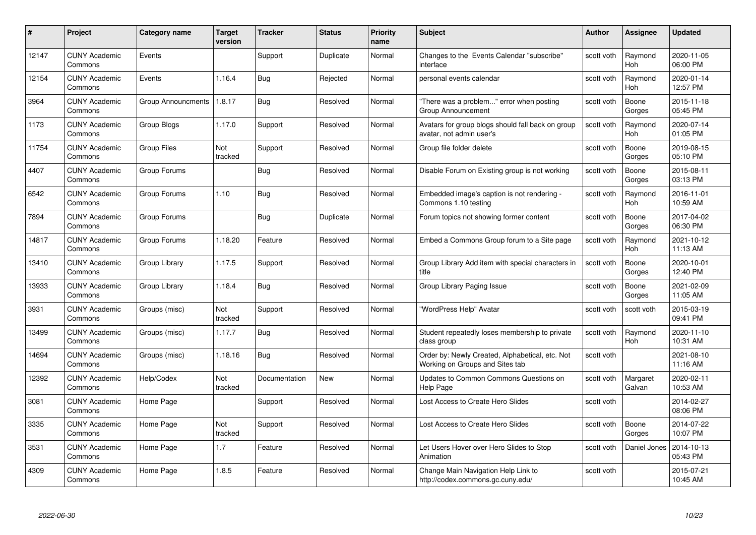| # | Project | Category name | Target version | Tracker | Status | Priority name | Subject | Author | Assignee | Updated |
|---|---|---|---|---|---|---|---|---|---|---|
| 12147 | CUNY Academic Commons | Events | | Support | Duplicate | Normal | Changes to the Events Calendar "subscribe" interface | scott voth | Raymond Hoh | 2020-11-05 06:00 PM |
| 12154 | CUNY Academic Commons | Events | 1.16.4 | Bug | Rejected | Normal | personal events calendar | scott voth | Raymond Hoh | 2020-01-14 12:57 PM |
| 3964 | CUNY Academic Commons | Group Announcments | 1.8.17 | Bug | Resolved | Normal | "There was a problem..." error when posting Group Announcement | scott voth | Boone Gorges | 2015-11-18 05:45 PM |
| 1173 | CUNY Academic Commons | Group Blogs | 1.17.0 | Support | Resolved | Normal | Avatars for group blogs should fall back on group avatar, not admin user's | scott voth | Raymond Hoh | 2020-07-14 01:05 PM |
| 11754 | CUNY Academic Commons | Group Files | Not tracked | Support | Resolved | Normal | Group file folder delete | scott voth | Boone Gorges | 2019-08-15 05:10 PM |
| 4407 | CUNY Academic Commons | Group Forums | | Bug | Resolved | Normal | Disable Forum on Existing group is not working | scott voth | Boone Gorges | 2015-08-11 03:13 PM |
| 6542 | CUNY Academic Commons | Group Forums | 1.10 | Bug | Resolved | Normal | Embedded image's caption is not rendering - Commons 1.10 testing | scott voth | Raymond Hoh | 2016-11-01 10:59 AM |
| 7894 | CUNY Academic Commons | Group Forums | | Bug | Duplicate | Normal | Forum topics not showing former content | scott voth | Boone Gorges | 2017-04-02 06:30 PM |
| 14817 | CUNY Academic Commons | Group Forums | 1.18.20 | Feature | Resolved | Normal | Embed a Commons Group forum to a Site page | scott voth | Raymond Hoh | 2021-10-12 11:13 AM |
| 13410 | CUNY Academic Commons | Group Library | 1.17.5 | Support | Resolved | Normal | Group Library Add item with special characters in title | scott voth | Boone Gorges | 2020-10-01 12:40 PM |
| 13933 | CUNY Academic Commons | Group Library | 1.18.4 | Bug | Resolved | Normal | Group Library Paging Issue | scott voth | Boone Gorges | 2021-02-09 11:05 AM |
| 3931 | CUNY Academic Commons | Groups (misc) | Not tracked | Support | Resolved | Normal | "WordPress Help" Avatar | scott voth | scott voth | 2015-03-19 09:41 PM |
| 13499 | CUNY Academic Commons | Groups (misc) | 1.17.7 | Bug | Resolved | Normal | Student repeatedly loses membership to private class group | scott voth | Raymond Hoh | 2020-11-10 10:31 AM |
| 14694 | CUNY Academic Commons | Groups (misc) | 1.18.16 | Bug | Resolved | Normal | Order by: Newly Created, Alphabetical, etc. Not Working on Groups and Sites tab | scott voth | | 2021-08-10 11:16 AM |
| 12392 | CUNY Academic Commons | Help/Codex | Not tracked | Documentation | New | Normal | Updates to Common Commons Questions on Help Page | scott voth | Margaret Galvan | 2020-02-11 10:53 AM |
| 3081 | CUNY Academic Commons | Home Page | | Support | Resolved | Normal | Lost Access to Create Hero Slides | scott voth | | 2014-02-27 08:06 PM |
| 3335 | CUNY Academic Commons | Home Page | Not tracked | Support | Resolved | Normal | Lost Access to Create Hero Slides | scott voth | Boone Gorges | 2014-07-22 10:07 PM |
| 3531 | CUNY Academic Commons | Home Page | 1.7 | Feature | Resolved | Normal | Let Users Hover over Hero Slides to Stop Animation | scott voth | Daniel Jones | 2014-10-13 05:43 PM |
| 4309 | CUNY Academic Commons | Home Page | 1.8.5 | Feature | Resolved | Normal | Change Main Navigation Help Link to http://codex.commons.gc.cuny.edu/ | scott voth | | 2015-07-21 10:45 AM |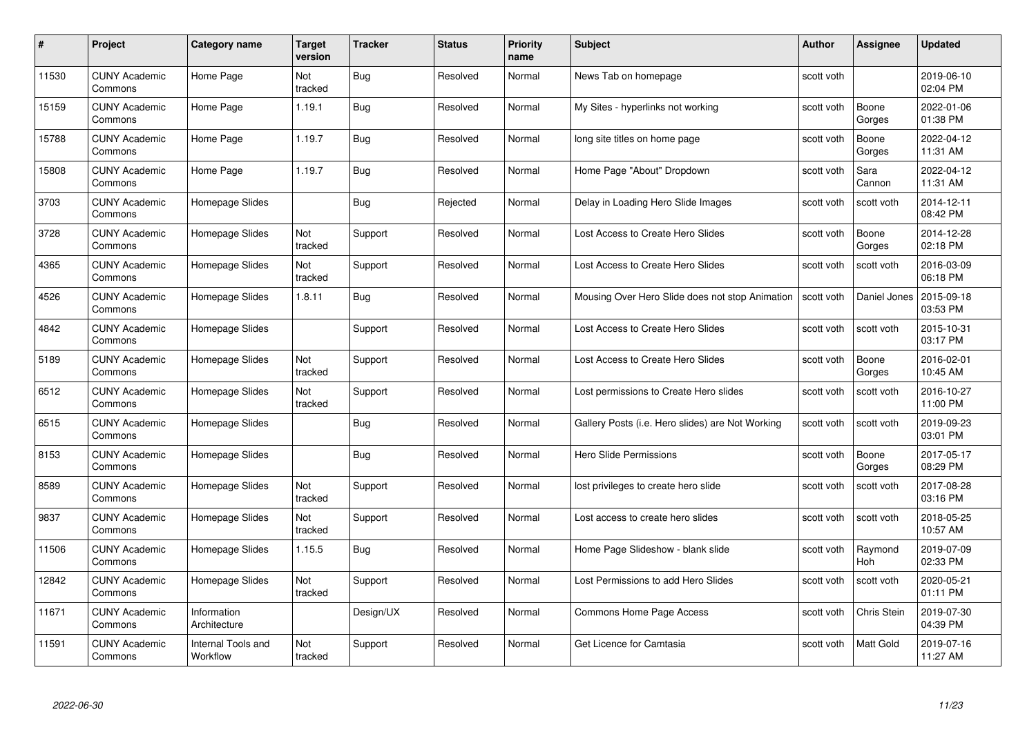| # | Project | Category name | Target version | Tracker | Status | Priority name | Subject | Author | Assignee | Updated |
|---|---|---|---|---|---|---|---|---|---|---|
| 11530 | CUNY Academic Commons | Home Page | Not tracked | Bug | Resolved | Normal | News Tab on homepage | scott voth | | 2019-06-10 02:04 PM |
| 15159 | CUNY Academic Commons | Home Page | 1.19.1 | Bug | Resolved | Normal | My Sites - hyperlinks not working | scott voth | Boone Gorges | 2022-01-06 01:38 PM |
| 15788 | CUNY Academic Commons | Home Page | 1.19.7 | Bug | Resolved | Normal | long site titles on home page | scott voth | Boone Gorges | 2022-04-12 11:31 AM |
| 15808 | CUNY Academic Commons | Home Page | 1.19.7 | Bug | Resolved | Normal | Home Page "About" Dropdown | scott voth | Sara Cannon | 2022-04-12 11:31 AM |
| 3703 | CUNY Academic Commons | Homepage Slides | | Bug | Rejected | Normal | Delay in Loading Hero Slide Images | scott voth | scott voth | 2014-12-11 08:42 PM |
| 3728 | CUNY Academic Commons | Homepage Slides | Not tracked | Support | Resolved | Normal | Lost Access to Create Hero Slides | scott voth | Boone Gorges | 2014-12-28 02:18 PM |
| 4365 | CUNY Academic Commons | Homepage Slides | Not tracked | Support | Resolved | Normal | Lost Access to Create Hero Slides | scott voth | scott voth | 2016-03-09 06:18 PM |
| 4526 | CUNY Academic Commons | Homepage Slides | 1.8.11 | Bug | Resolved | Normal | Mousing Over Hero Slide does not stop Animation | scott voth | Daniel Jones | 2015-09-18 03:53 PM |
| 4842 | CUNY Academic Commons | Homepage Slides | | Support | Resolved | Normal | Lost Access to Create Hero Slides | scott voth | scott voth | 2015-10-31 03:17 PM |
| 5189 | CUNY Academic Commons | Homepage Slides | Not tracked | Support | Resolved | Normal | Lost Access to Create Hero Slides | scott voth | Boone Gorges | 2016-02-01 10:45 AM |
| 6512 | CUNY Academic Commons | Homepage Slides | Not tracked | Support | Resolved | Normal | Lost permissions to Create Hero slides | scott voth | scott voth | 2016-10-27 11:00 PM |
| 6515 | CUNY Academic Commons | Homepage Slides | | Bug | Resolved | Normal | Gallery Posts (i.e. Hero slides) are Not Working | scott voth | scott voth | 2019-09-23 03:01 PM |
| 8153 | CUNY Academic Commons | Homepage Slides | | Bug | Resolved | Normal | Hero Slide Permissions | scott voth | Boone Gorges | 2017-05-17 08:29 PM |
| 8589 | CUNY Academic Commons | Homepage Slides | Not tracked | Support | Resolved | Normal | lost privileges to create hero slide | scott voth | scott voth | 2017-08-28 03:16 PM |
| 9837 | CUNY Academic Commons | Homepage Slides | Not tracked | Support | Resolved | Normal | Lost access to create hero slides | scott voth | scott voth | 2018-05-25 10:57 AM |
| 11506 | CUNY Academic Commons | Homepage Slides | 1.15.5 | Bug | Resolved | Normal | Home Page Slideshow - blank slide | scott voth | Raymond Hoh | 2019-07-09 02:33 PM |
| 12842 | CUNY Academic Commons | Homepage Slides | Not tracked | Support | Resolved | Normal | Lost Permissions to add Hero Slides | scott voth | scott voth | 2020-05-21 01:11 PM |
| 11671 | CUNY Academic Commons | Information Architecture | | Design/UX | Resolved | Normal | Commons Home Page Access | scott voth | Chris Stein | 2019-07-30 04:39 PM |
| 11591 | CUNY Academic Commons | Internal Tools and Workflow | Not tracked | Support | Resolved | Normal | Get Licence for Camtasia | scott voth | Matt Gold | 2019-07-16 11:27 AM |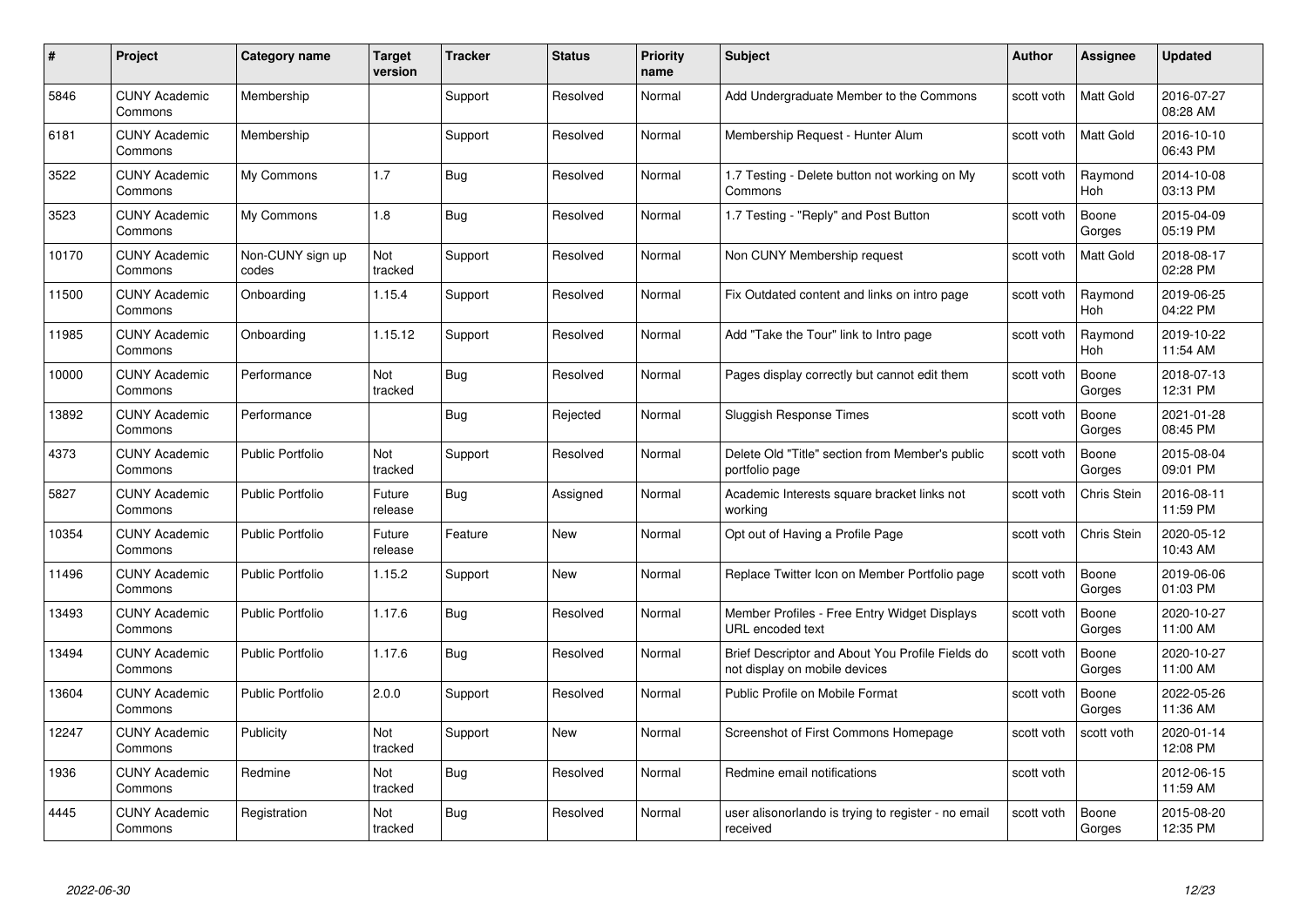| # | Project | Category name | Target version | Tracker | Status | Priority name | Subject | Author | Assignee | Updated |
|---|---|---|---|---|---|---|---|---|---|---|
| 5846 | CUNY Academic Commons | Membership | | Support | Resolved | Normal | Add Undergraduate Member to the Commons | scott voth | Matt Gold | 2016-07-27 08:28 AM |
| 6181 | CUNY Academic Commons | Membership | | Support | Resolved | Normal | Membership Request - Hunter Alum | scott voth | Matt Gold | 2016-10-10 06:43 PM |
| 3522 | CUNY Academic Commons | My Commons | 1.7 | Bug | Resolved | Normal | 1.7 Testing - Delete button not working on My Commons | scott voth | Raymond Hoh | 2014-10-08 03:13 PM |
| 3523 | CUNY Academic Commons | My Commons | 1.8 | Bug | Resolved | Normal | 1.7 Testing - "Reply" and Post Button | scott voth | Boone Gorges | 2015-04-09 05:19 PM |
| 10170 | CUNY Academic Commons | Non-CUNY sign up codes | Not tracked | Support | Resolved | Normal | Non CUNY Membership request | scott voth | Matt Gold | 2018-08-17 02:28 PM |
| 11500 | CUNY Academic Commons | Onboarding | 1.15.4 | Support | Resolved | Normal | Fix Outdated content and links on intro page | scott voth | Raymond Hoh | 2019-06-25 04:22 PM |
| 11985 | CUNY Academic Commons | Onboarding | 1.15.12 | Support | Resolved | Normal | Add "Take the Tour" link to Intro page | scott voth | Raymond Hoh | 2019-10-22 11:54 AM |
| 10000 | CUNY Academic Commons | Performance | Not tracked | Bug | Resolved | Normal | Pages display correctly but cannot edit them | scott voth | Boone Gorges | 2018-07-13 12:31 PM |
| 13892 | CUNY Academic Commons | Performance | | Bug | Rejected | Normal | Sluggish Response Times | scott voth | Boone Gorges | 2021-01-28 08:45 PM |
| 4373 | CUNY Academic Commons | Public Portfolio | Not tracked | Support | Resolved | Normal | Delete Old "Title" section from Member's public portfolio page | scott voth | Boone Gorges | 2015-08-04 09:01 PM |
| 5827 | CUNY Academic Commons | Public Portfolio | Future release | Bug | Assigned | Normal | Academic Interests square bracket links not working | scott voth | Chris Stein | 2016-08-11 11:59 PM |
| 10354 | CUNY Academic Commons | Public Portfolio | Future release | Feature | New | Normal | Opt out of Having a Profile Page | scott voth | Chris Stein | 2020-05-12 10:43 AM |
| 11496 | CUNY Academic Commons | Public Portfolio | 1.15.2 | Support | New | Normal | Replace Twitter Icon on Member Portfolio page | scott voth | Boone Gorges | 2019-06-06 01:03 PM |
| 13493 | CUNY Academic Commons | Public Portfolio | 1.17.6 | Bug | Resolved | Normal | Member Profiles - Free Entry Widget Displays URL encoded text | scott voth | Boone Gorges | 2020-10-27 11:00 AM |
| 13494 | CUNY Academic Commons | Public Portfolio | 1.17.6 | Bug | Resolved | Normal | Brief Descriptor and About You Profile Fields do not display on mobile devices | scott voth | Boone Gorges | 2020-10-27 11:00 AM |
| 13604 | CUNY Academic Commons | Public Portfolio | 2.0.0 | Support | Resolved | Normal | Public Profile on Mobile Format | scott voth | Boone Gorges | 2022-05-26 11:36 AM |
| 12247 | CUNY Academic Commons | Publicity | Not tracked | Support | New | Normal | Screenshot of First Commons Homepage | scott voth | scott voth | 2020-01-14 12:08 PM |
| 1936 | CUNY Academic Commons | Redmine | Not tracked | Bug | Resolved | Normal | Redmine email notifications | scott voth | | 2012-06-15 11:59 AM |
| 4445 | CUNY Academic Commons | Registration | Not tracked | Bug | Resolved | Normal | user alisonorlando is trying to register - no email received | scott voth | Boone Gorges | 2015-08-20 12:35 PM |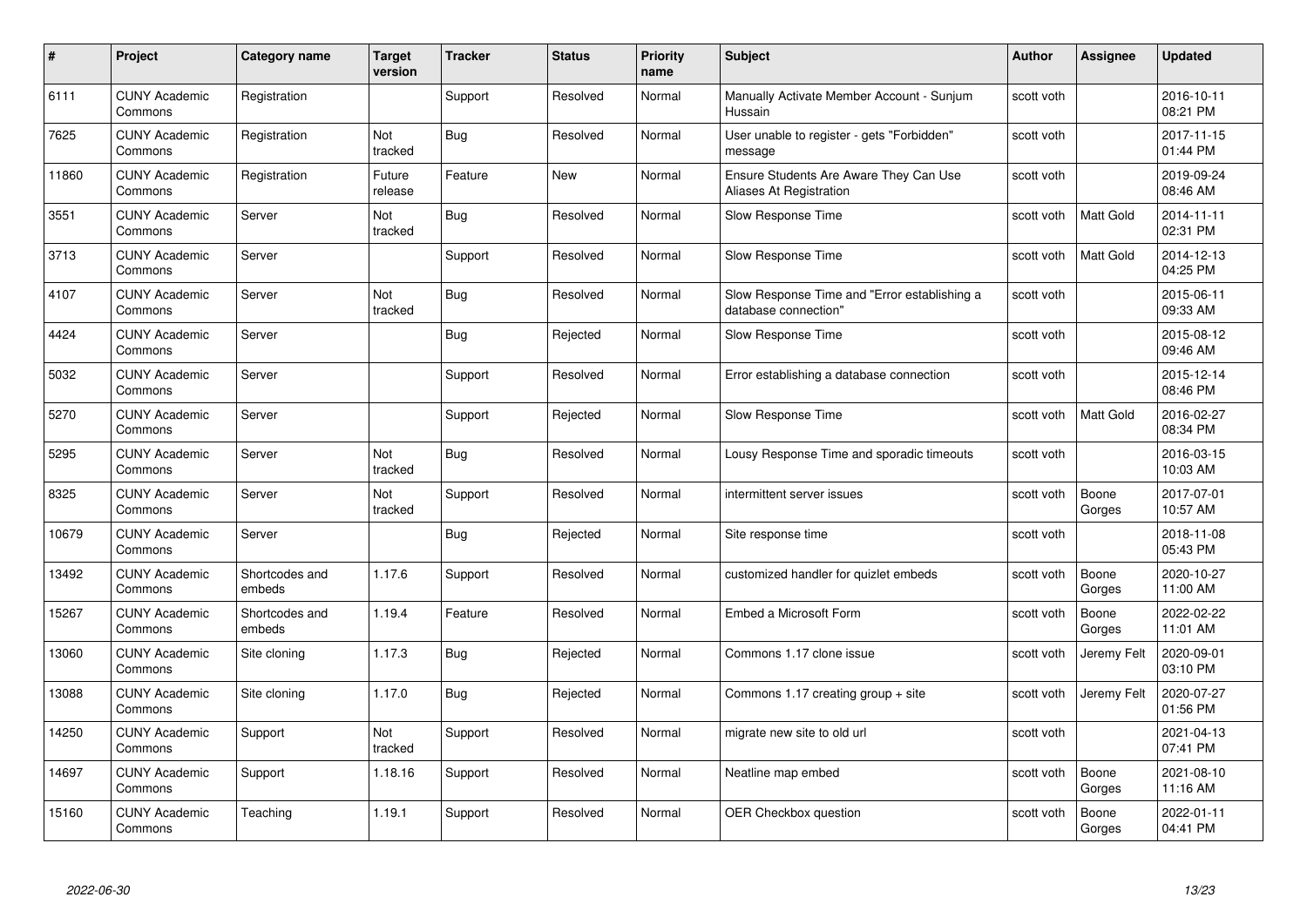| # | Project | Category name | Target version | Tracker | Status | Priority name | Subject | Author | Assignee | Updated |
|---|---|---|---|---|---|---|---|---|---|---|
| 6111 | CUNY Academic Commons | Registration | | Support | Resolved | Normal | Manually Activate Member Account - Sunjum Hussain | scott voth | | 2016-10-11 08:21 PM |
| 7625 | CUNY Academic Commons | Registration | Not tracked | Bug | Resolved | Normal | User unable to register - gets "Forbidden" message | scott voth | | 2017-11-15 01:44 PM |
| 11860 | CUNY Academic Commons | Registration | Future release | Feature | New | Normal | Ensure Students Are Aware They Can Use Aliases At Registration | scott voth | | 2019-09-24 08:46 AM |
| 3551 | CUNY Academic Commons | Server | Not tracked | Bug | Resolved | Normal | Slow Response Time | scott voth | Matt Gold | 2014-11-11 02:31 PM |
| 3713 | CUNY Academic Commons | Server | | Support | Resolved | Normal | Slow Response Time | scott voth | Matt Gold | 2014-12-13 04:25 PM |
| 4107 | CUNY Academic Commons | Server | Not tracked | Bug | Resolved | Normal | Slow Response Time and "Error establishing a database connection" | scott voth | | 2015-06-11 09:33 AM |
| 4424 | CUNY Academic Commons | Server | | Bug | Rejected | Normal | Slow Response Time | scott voth | | 2015-08-12 09:46 AM |
| 5032 | CUNY Academic Commons | Server | | Support | Resolved | Normal | Error establishing a database connection | scott voth | | 2015-12-14 08:46 PM |
| 5270 | CUNY Academic Commons | Server | | Support | Rejected | Normal | Slow Response Time | scott voth | Matt Gold | 2016-02-27 08:34 PM |
| 5295 | CUNY Academic Commons | Server | Not tracked | Bug | Resolved | Normal | Lousy Response Time and sporadic timeouts | scott voth | | 2016-03-15 10:03 AM |
| 8325 | CUNY Academic Commons | Server | Not tracked | Support | Resolved | Normal | intermittent server issues | scott voth | Boone Gorges | 2017-07-01 10:57 AM |
| 10679 | CUNY Academic Commons | Server | | Bug | Rejected | Normal | Site response time | scott voth | | 2018-11-08 05:43 PM |
| 13492 | CUNY Academic Commons | Shortcodes and embeds | 1.17.6 | Support | Resolved | Normal | customized handler for quizlet embeds | scott voth | Boone Gorges | 2020-10-27 11:00 AM |
| 15267 | CUNY Academic Commons | Shortcodes and embeds | 1.19.4 | Feature | Resolved | Normal | Embed a Microsoft Form | scott voth | Boone Gorges | 2022-02-22 11:01 AM |
| 13060 | CUNY Academic Commons | Site cloning | 1.17.3 | Bug | Rejected | Normal | Commons 1.17 clone issue | scott voth | Jeremy Felt | 2020-09-01 03:10 PM |
| 13088 | CUNY Academic Commons | Site cloning | 1.17.0 | Bug | Rejected | Normal | Commons 1.17 creating group + site | scott voth | Jeremy Felt | 2020-07-27 01:56 PM |
| 14250 | CUNY Academic Commons | Support | Not tracked | Support | Resolved | Normal | migrate new site to old url | scott voth | | 2021-04-13 07:41 PM |
| 14697 | CUNY Academic Commons | Support | 1.18.16 | Support | Resolved | Normal | Neatline map embed | scott voth | Boone Gorges | 2021-08-10 11:16 AM |
| 15160 | CUNY Academic Commons | Teaching | 1.19.1 | Support | Resolved | Normal | OER Checkbox question | scott voth | Boone Gorges | 2022-01-11 04:41 PM |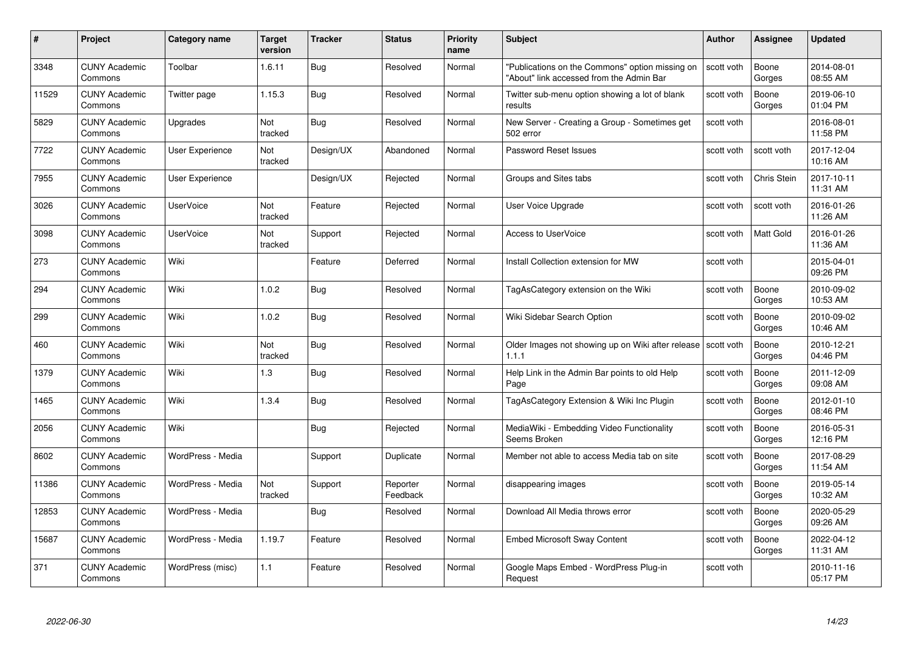| # | Project | Category name | Target version | Tracker | Status | Priority name | Subject | Author | Assignee | Updated |
|---|---|---|---|---|---|---|---|---|---|---|
| 3348 | CUNY Academic Commons | Toolbar | 1.6.11 | Bug | Resolved | Normal | "Publications on the Commons" option missing on "About" link accessed from the Admin Bar | scott voth | Boone Gorges | 2014-08-01 08:55 AM |
| 11529 | CUNY Academic Commons | Twitter page | 1.15.3 | Bug | Resolved | Normal | Twitter sub-menu option showing a lot of blank results | scott voth | Boone Gorges | 2019-06-10 01:04 PM |
| 5829 | CUNY Academic Commons | Upgrades | Not tracked | Bug | Resolved | Normal | New Server - Creating a Group - Sometimes get 502 error | scott voth | | 2016-08-01 11:58 PM |
| 7722 | CUNY Academic Commons | User Experience | Not tracked | Design/UX | Abandoned | Normal | Password Reset Issues | scott voth | scott voth | 2017-12-04 10:16 AM |
| 7955 | CUNY Academic Commons | User Experience | | Design/UX | Rejected | Normal | Groups and Sites tabs | scott voth | Chris Stein | 2017-10-11 11:31 AM |
| 3026 | CUNY Academic Commons | UserVoice | Not tracked | Feature | Rejected | Normal | User Voice Upgrade | scott voth | scott voth | 2016-01-26 11:26 AM |
| 3098 | CUNY Academic Commons | UserVoice | Not tracked | Support | Rejected | Normal | Access to UserVoice | scott voth | Matt Gold | 2016-01-26 11:36 AM |
| 273 | CUNY Academic Commons | Wiki | | Feature | Deferred | Normal | Install Collection extension for MW | scott voth | | 2015-04-01 09:26 PM |
| 294 | CUNY Academic Commons | Wiki | 1.0.2 | Bug | Resolved | Normal | TagAsCategory extension on the Wiki | scott voth | Boone Gorges | 2010-09-02 10:53 AM |
| 299 | CUNY Academic Commons | Wiki | 1.0.2 | Bug | Resolved | Normal | Wiki Sidebar Search Option | scott voth | Boone Gorges | 2010-09-02 10:46 AM |
| 460 | CUNY Academic Commons | Wiki | Not tracked | Bug | Resolved | Normal | Older Images not showing up on Wiki after release 1.1.1 | scott voth | Boone Gorges | 2010-12-21 04:46 PM |
| 1379 | CUNY Academic Commons | Wiki | 1.3 | Bug | Resolved | Normal | Help Link in the Admin Bar points to old Help Page | scott voth | Boone Gorges | 2011-12-09 09:08 AM |
| 1465 | CUNY Academic Commons | Wiki | 1.3.4 | Bug | Resolved | Normal | TagAsCategory Extension & Wiki Inc Plugin | scott voth | Boone Gorges | 2012-01-10 08:46 PM |
| 2056 | CUNY Academic Commons | Wiki | | Bug | Rejected | Normal | MediaWiki - Embedding Video Functionality Seems Broken | scott voth | Boone Gorges | 2016-05-31 12:16 PM |
| 8602 | CUNY Academic Commons | WordPress - Media | | Support | Duplicate | Normal | Member not able to access Media tab on site | scott voth | Boone Gorges | 2017-08-29 11:54 AM |
| 11386 | CUNY Academic Commons | WordPress - Media | Not tracked | Support | Reporter Feedback | Normal | disappearing images | scott voth | Boone Gorges | 2019-05-14 10:32 AM |
| 12853 | CUNY Academic Commons | WordPress - Media | | Bug | Resolved | Normal | Download All Media throws error | scott voth | Boone Gorges | 2020-05-29 09:26 AM |
| 15687 | CUNY Academic Commons | WordPress - Media | 1.19.7 | Feature | Resolved | Normal | Embed Microsoft Sway Content | scott voth | Boone Gorges | 2022-04-12 11:31 AM |
| 371 | CUNY Academic Commons | WordPress (misc) | 1.1 | Feature | Resolved | Normal | Google Maps Embed - WordPress Plug-in Request | scott voth | | 2010-11-16 05:17 PM |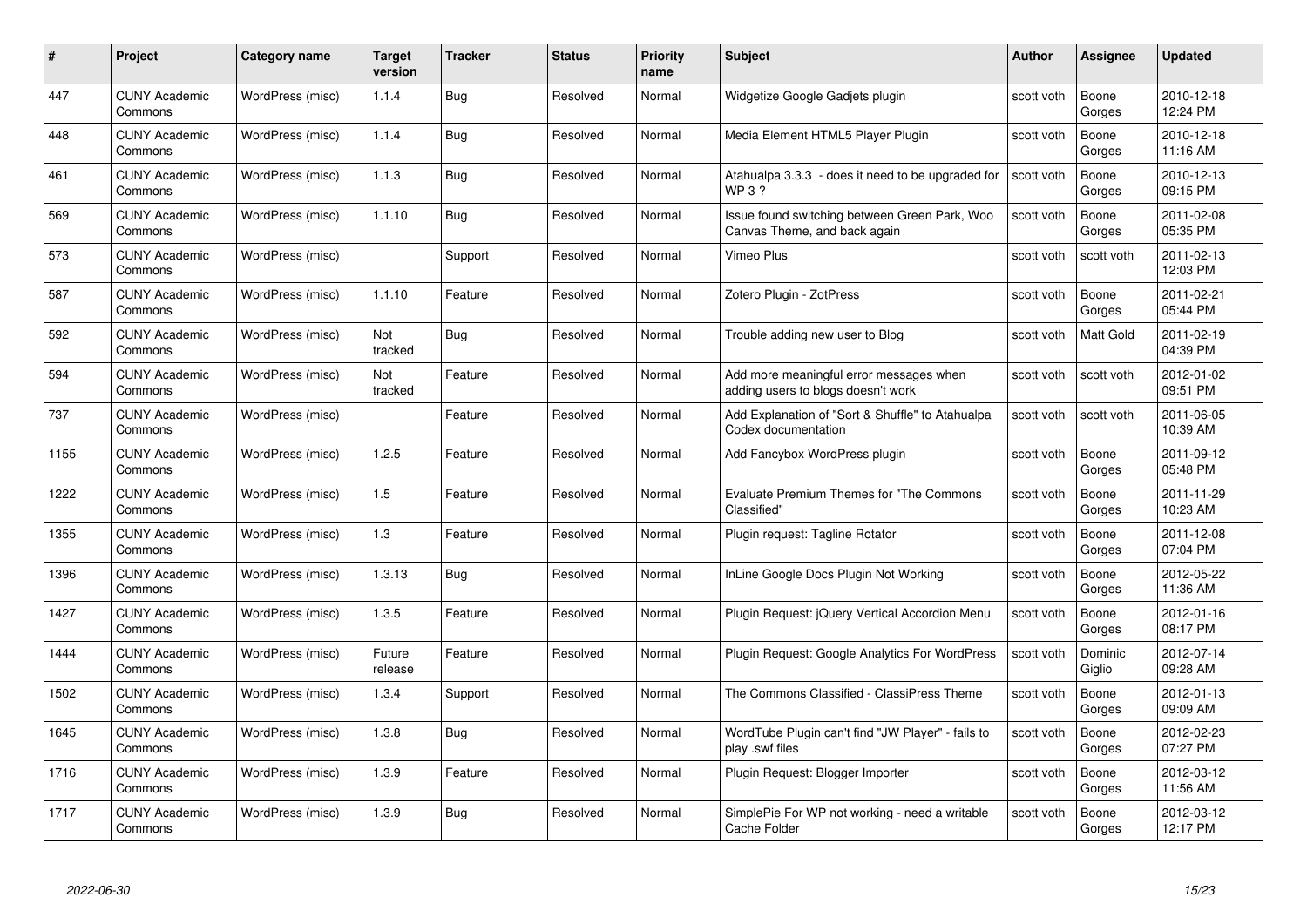| # | Project | Category name | Target version | Tracker | Status | Priority name | Subject | Author | Assignee | Updated |
|---|---|---|---|---|---|---|---|---|---|---|
| 447 | CUNY Academic Commons | WordPress (misc) | 1.1.4 | Bug | Resolved | Normal | Widgetize Google Gadjets plugin | scott voth | Boone Gorges | 2010-12-18 12:24 PM |
| 448 | CUNY Academic Commons | WordPress (misc) | 1.1.4 | Bug | Resolved | Normal | Media Element HTML5 Player Plugin | scott voth | Boone Gorges | 2010-12-18 11:16 AM |
| 461 | CUNY Academic Commons | WordPress (misc) | 1.1.3 | Bug | Resolved | Normal | Atahualpa 3.3.3 - does it need to be upgraded for WP 3 ? | scott voth | Boone Gorges | 2010-12-13 09:15 PM |
| 569 | CUNY Academic Commons | WordPress (misc) | 1.1.10 | Bug | Resolved | Normal | Issue found switching between Green Park, Woo Canvas Theme, and back again | scott voth | Boone Gorges | 2011-02-08 05:35 PM |
| 573 | CUNY Academic Commons | WordPress (misc) | | Support | Resolved | Normal | Vimeo Plus | scott voth | scott voth | 2011-02-13 12:03 PM |
| 587 | CUNY Academic Commons | WordPress (misc) | 1.1.10 | Feature | Resolved | Normal | Zotero Plugin - ZotPress | scott voth | Boone Gorges | 2011-02-21 05:44 PM |
| 592 | CUNY Academic Commons | WordPress (misc) | Not tracked | Bug | Resolved | Normal | Trouble adding new user to Blog | scott voth | Matt Gold | 2011-02-19 04:39 PM |
| 594 | CUNY Academic Commons | WordPress (misc) | Not tracked | Feature | Resolved | Normal | Add more meaningful error messages when adding users to blogs doesn't work | scott voth | scott voth | 2012-01-02 09:51 PM |
| 737 | CUNY Academic Commons | WordPress (misc) | | Feature | Resolved | Normal | Add Explanation of "Sort & Shuffle" to Atahualpa Codex documentation | scott voth | scott voth | 2011-06-05 10:39 AM |
| 1155 | CUNY Academic Commons | WordPress (misc) | 1.2.5 | Feature | Resolved | Normal | Add Fancybox WordPress plugin | scott voth | Boone Gorges | 2011-09-12 05:48 PM |
| 1222 | CUNY Academic Commons | WordPress (misc) | 1.5 | Feature | Resolved | Normal | Evaluate Premium Themes for "The Commons Classified" | scott voth | Boone Gorges | 2011-11-29 10:23 AM |
| 1355 | CUNY Academic Commons | WordPress (misc) | 1.3 | Feature | Resolved | Normal | Plugin request: Tagline Rotator | scott voth | Boone Gorges | 2011-12-08 07:04 PM |
| 1396 | CUNY Academic Commons | WordPress (misc) | 1.3.13 | Bug | Resolved | Normal | InLine Google Docs Plugin Not Working | scott voth | Boone Gorges | 2012-05-22 11:36 AM |
| 1427 | CUNY Academic Commons | WordPress (misc) | 1.3.5 | Feature | Resolved | Normal | Plugin Request: jQuery Vertical Accordion Menu | scott voth | Boone Gorges | 2012-01-16 08:17 PM |
| 1444 | CUNY Academic Commons | WordPress (misc) | Future release | Feature | Resolved | Normal | Plugin Request: Google Analytics For WordPress | scott voth | Dominic Giglio | 2012-07-14 09:28 AM |
| 1502 | CUNY Academic Commons | WordPress (misc) | 1.3.4 | Support | Resolved | Normal | The Commons Classified - ClassiPress Theme | scott voth | Boone Gorges | 2012-01-13 09:09 AM |
| 1645 | CUNY Academic Commons | WordPress (misc) | 1.3.8 | Bug | Resolved | Normal | WordTube Plugin can't find "JW Player" - fails to play .swf files | scott voth | Boone Gorges | 2012-02-23 07:27 PM |
| 1716 | CUNY Academic Commons | WordPress (misc) | 1.3.9 | Feature | Resolved | Normal | Plugin Request: Blogger Importer | scott voth | Boone Gorges | 2012-03-12 11:56 AM |
| 1717 | CUNY Academic Commons | WordPress (misc) | 1.3.9 | Bug | Resolved | Normal | SimplePie For WP not working - need a writable Cache Folder | scott voth | Boone Gorges | 2012-03-12 12:17 PM |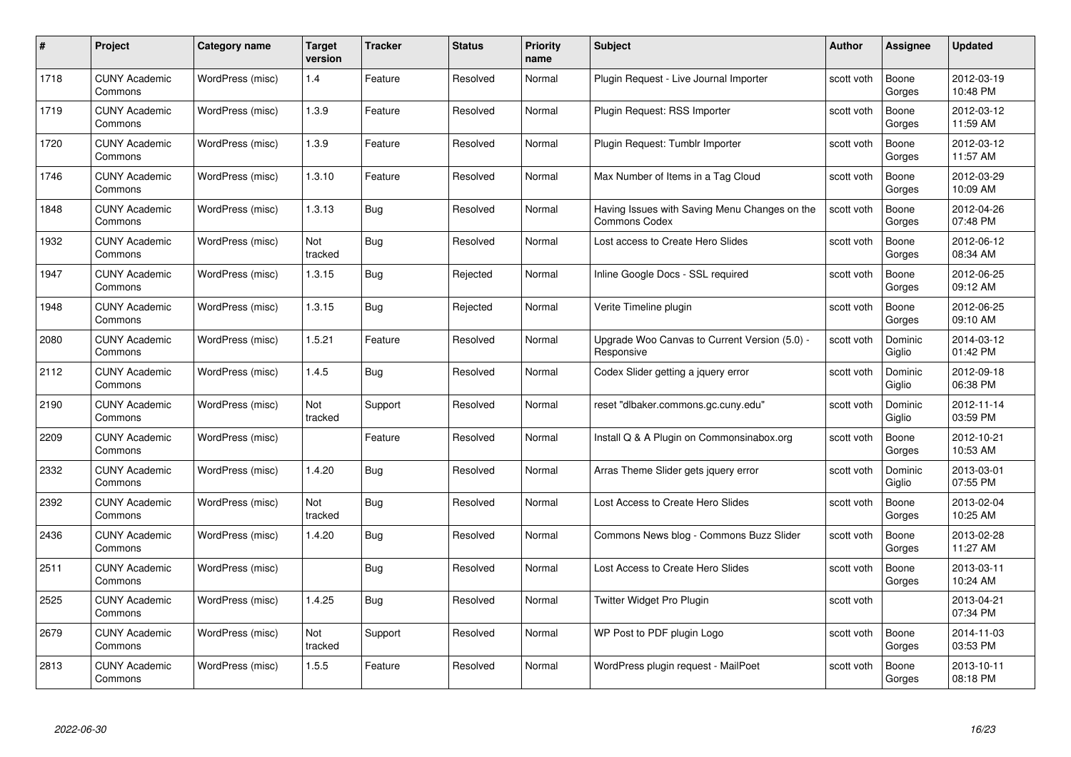| # | Project | Category name | Target version | Tracker | Status | Priority name | Subject | Author | Assignee | Updated |
|---|---|---|---|---|---|---|---|---|---|---|
| 1718 | CUNY Academic Commons | WordPress (misc) | 1.4 | Feature | Resolved | Normal | Plugin Request - Live Journal Importer | scott voth | Boone Gorges | 2012-03-19 10:48 PM |
| 1719 | CUNY Academic Commons | WordPress (misc) | 1.3.9 | Feature | Resolved | Normal | Plugin Request: RSS Importer | scott voth | Boone Gorges | 2012-03-12 11:59 AM |
| 1720 | CUNY Academic Commons | WordPress (misc) | 1.3.9 | Feature | Resolved | Normal | Plugin Request: Tumblr Importer | scott voth | Boone Gorges | 2012-03-12 11:57 AM |
| 1746 | CUNY Academic Commons | WordPress (misc) | 1.3.10 | Feature | Resolved | Normal | Max Number of Items in a Tag Cloud | scott voth | Boone Gorges | 2012-03-29 10:09 AM |
| 1848 | CUNY Academic Commons | WordPress (misc) | 1.3.13 | Bug | Resolved | Normal | Having Issues with Saving Menu Changes on the Commons Codex | scott voth | Boone Gorges | 2012-04-26 07:48 PM |
| 1932 | CUNY Academic Commons | WordPress (misc) | Not tracked | Bug | Resolved | Normal | Lost access to Create Hero Slides | scott voth | Boone Gorges | 2012-06-12 08:34 AM |
| 1947 | CUNY Academic Commons | WordPress (misc) | 1.3.15 | Bug | Rejected | Normal | Inline Google Docs - SSL required | scott voth | Boone Gorges | 2012-06-25 09:12 AM |
| 1948 | CUNY Academic Commons | WordPress (misc) | 1.3.15 | Bug | Rejected | Normal | Verite Timeline plugin | scott voth | Boone Gorges | 2012-06-25 09:10 AM |
| 2080 | CUNY Academic Commons | WordPress (misc) | 1.5.21 | Feature | Resolved | Normal | Upgrade Woo Canvas to Current Version (5.0) - Responsive | scott voth | Dominic Giglio | 2014-03-12 01:42 PM |
| 2112 | CUNY Academic Commons | WordPress (misc) | 1.4.5 | Bug | Resolved | Normal | Codex Slider getting a jquery error | scott voth | Dominic Giglio | 2012-09-18 06:38 PM |
| 2190 | CUNY Academic Commons | WordPress (misc) | Not tracked | Support | Resolved | Normal | reset "dlbaker.commons.gc.cuny.edu" | scott voth | Dominic Giglio | 2012-11-14 03:59 PM |
| 2209 | CUNY Academic Commons | WordPress (misc) | | Feature | Resolved | Normal | Install Q & A Plugin on Commonsinabox.org | scott voth | Boone Gorges | 2012-10-21 10:53 AM |
| 2332 | CUNY Academic Commons | WordPress (misc) | 1.4.20 | Bug | Resolved | Normal | Arras Theme Slider gets jquery error | scott voth | Dominic Giglio | 2013-03-01 07:55 PM |
| 2392 | CUNY Academic Commons | WordPress (misc) | Not tracked | Bug | Resolved | Normal | Lost Access to Create Hero Slides | scott voth | Boone Gorges | 2013-02-04 10:25 AM |
| 2436 | CUNY Academic Commons | WordPress (misc) | 1.4.20 | Bug | Resolved | Normal | Commons News blog - Commons Buzz Slider | scott voth | Boone Gorges | 2013-02-28 11:27 AM |
| 2511 | CUNY Academic Commons | WordPress (misc) | | Bug | Resolved | Normal | Lost Access to Create Hero Slides | scott voth | Boone Gorges | 2013-03-11 10:24 AM |
| 2525 | CUNY Academic Commons | WordPress (misc) | 1.4.25 | Bug | Resolved | Normal | Twitter Widget Pro Plugin | scott voth | | 2013-04-21 07:34 PM |
| 2679 | CUNY Academic Commons | WordPress (misc) | Not tracked | Support | Resolved | Normal | WP Post to PDF plugin Logo | scott voth | Boone Gorges | 2014-11-03 03:53 PM |
| 2813 | CUNY Academic Commons | WordPress (misc) | 1.5.5 | Feature | Resolved | Normal | WordPress plugin request - MailPoet | scott voth | Boone Gorges | 2013-10-11 08:18 PM |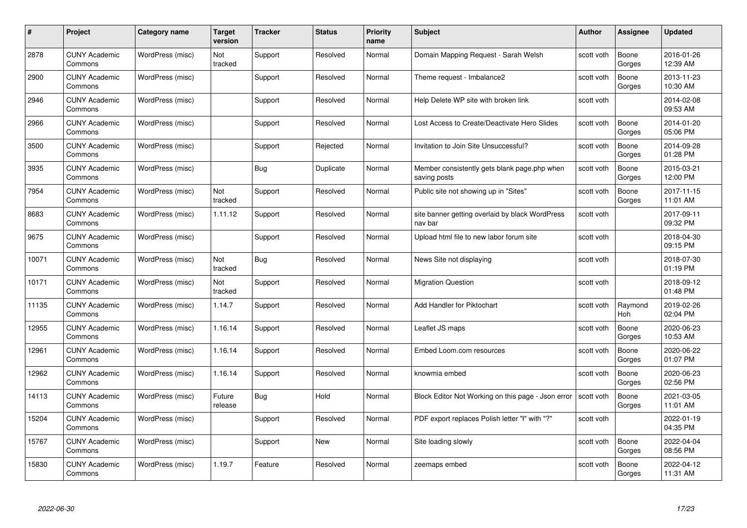| # | Project | Category name | Target version | Tracker | Status | Priority name | Subject | Author | Assignee | Updated |
|---|---|---|---|---|---|---|---|---|---|---|
| 2878 | CUNY Academic Commons | WordPress (misc) | Not tracked | Support | Resolved | Normal | Domain Mapping Request - Sarah Welsh | scott voth | Boone Gorges | 2016-01-26 12:39 AM |
| 2900 | CUNY Academic Commons | WordPress (misc) | | Support | Resolved | Normal | Theme request - Imbalance2 | scott voth | Boone Gorges | 2013-11-23 10:30 AM |
| 2946 | CUNY Academic Commons | WordPress (misc) | | Support | Resolved | Normal | Help Delete WP site with broken link | scott voth | | 2014-02-08 09:53 AM |
| 2966 | CUNY Academic Commons | WordPress (misc) | | Support | Resolved | Normal | Lost Access to Create/Deactivate Hero Slides | scott voth | Boone Gorges | 2014-01-20 05:06 PM |
| 3500 | CUNY Academic Commons | WordPress (misc) | | Support | Rejected | Normal | Invitation to Join Site Unsuccessful? | scott voth | Boone Gorges | 2014-09-28 01:28 PM |
| 3935 | CUNY Academic Commons | WordPress (misc) | | Bug | Duplicate | Normal | Member consistently gets blank page.php when saving posts | scott voth | Boone Gorges | 2015-03-21 12:00 PM |
| 7954 | CUNY Academic Commons | WordPress (misc) | Not tracked | Support | Resolved | Normal | Public site not showing up in "Sites" | scott voth | Boone Gorges | 2017-11-15 11:01 AM |
| 8683 | CUNY Academic Commons | WordPress (misc) | 1.11.12 | Support | Resolved | Normal | site banner getting overlaid by black WordPress nav bar | scott voth | | 2017-09-11 09:32 PM |
| 9675 | CUNY Academic Commons | WordPress (misc) | | Support | Resolved | Normal | Upload html file to new labor forum site | scott voth | | 2018-04-30 09:15 PM |
| 10071 | CUNY Academic Commons | WordPress (misc) | Not tracked | Bug | Resolved | Normal | News Site not displaying | scott voth | | 2018-07-30 01:19 PM |
| 10171 | CUNY Academic Commons | WordPress (misc) | Not tracked | Support | Resolved | Normal | Migration Question | scott voth | | 2018-09-12 01:48 PM |
| 11135 | CUNY Academic Commons | WordPress (misc) | 1.14.7 | Support | Resolved | Normal | Add Handler for Piktochart | scott voth | Raymond Hoh | 2019-02-26 02:04 PM |
| 12955 | CUNY Academic Commons | WordPress (misc) | 1.16.14 | Support | Resolved | Normal | Leaflet JS maps | scott voth | Boone Gorges | 2020-06-23 10:53 AM |
| 12961 | CUNY Academic Commons | WordPress (misc) | 1.16.14 | Support | Resolved | Normal | Embed Loom.com resources | scott voth | Boone Gorges | 2020-06-22 01:07 PM |
| 12962 | CUNY Academic Commons | WordPress (misc) | 1.16.14 | Support | Resolved | Normal | knowmia embed | scott voth | Boone Gorges | 2020-06-23 02:56 PM |
| 14113 | CUNY Academic Commons | WordPress (misc) | Future release | Bug | Hold | Normal | Block Editor Not Working on this page - Json error | scott voth | Boone Gorges | 2021-03-05 11:01 AM |
| 15204 | CUNY Academic Commons | WordPress (misc) | | Support | Resolved | Normal | PDF export replaces Polish letter "ł" with "?" | scott voth | | 2022-01-19 04:35 PM |
| 15767 | CUNY Academic Commons | WordPress (misc) | | Support | New | Normal | Site loading slowly | scott voth | Boone Gorges | 2022-04-04 08:56 PM |
| 15830 | CUNY Academic Commons | WordPress (misc) | 1.19.7 | Feature | Resolved | Normal | zeemaps embed | scott voth | Boone Gorges | 2022-04-12 11:31 AM |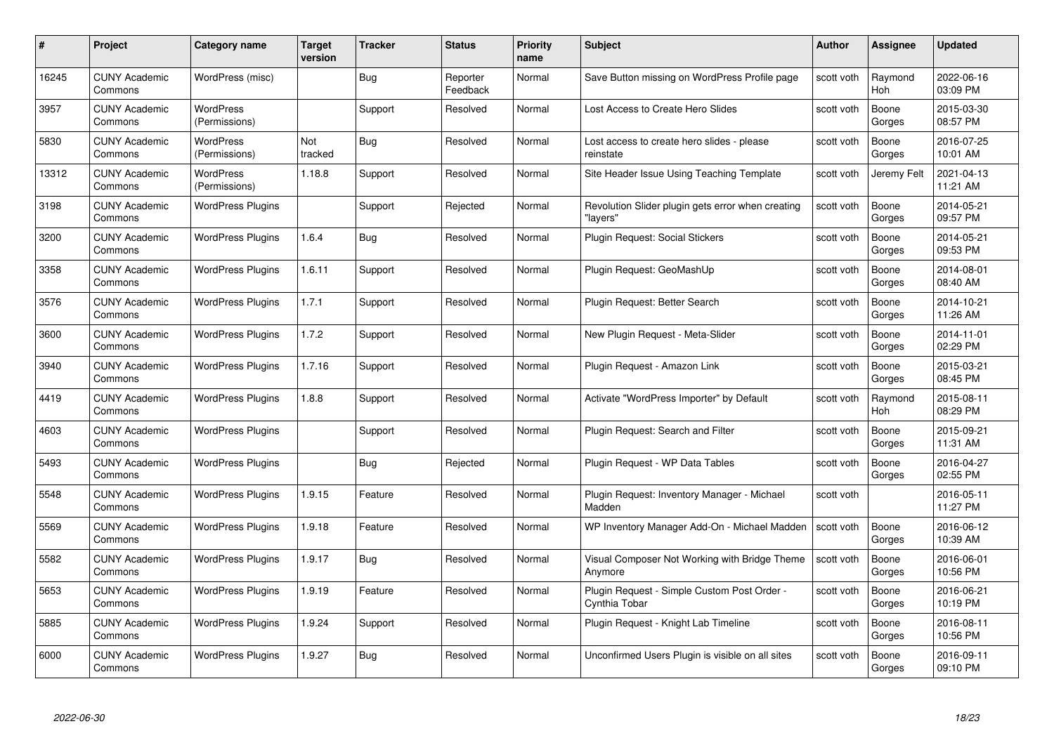| # | Project | Category name | Target version | Tracker | Status | Priority name | Subject | Author | Assignee | Updated |
|---|---|---|---|---|---|---|---|---|---|---|
| 16245 | CUNY Academic Commons | WordPress (misc) | | Bug | Reporter Feedback | Normal | Save Button missing on WordPress Profile page | scott voth | Raymond Hoh | 2022-06-16 03:09 PM |
| 3957 | CUNY Academic Commons | WordPress (Permissions) | | Support | Resolved | Normal | Lost Access to Create Hero Slides | scott voth | Boone Gorges | 2015-03-30 08:57 PM |
| 5830 | CUNY Academic Commons | WordPress (Permissions) | Not tracked | Bug | Resolved | Normal | Lost access to create hero slides - please reinstate | scott voth | Boone Gorges | 2016-07-25 10:01 AM |
| 13312 | CUNY Academic Commons | WordPress (Permissions) | 1.18.8 | Support | Resolved | Normal | Site Header Issue Using Teaching Template | scott voth | Jeremy Felt | 2021-04-13 11:21 AM |
| 3198 | CUNY Academic Commons | WordPress Plugins | | Support | Rejected | Normal | Revolution Slider plugin gets error when creating "layers" | scott voth | Boone Gorges | 2014-05-21 09:57 PM |
| 3200 | CUNY Academic Commons | WordPress Plugins | 1.6.4 | Bug | Resolved | Normal | Plugin Request: Social Stickers | scott voth | Boone Gorges | 2014-05-21 09:53 PM |
| 3358 | CUNY Academic Commons | WordPress Plugins | 1.6.11 | Support | Resolved | Normal | Plugin Request: GeoMashUp | scott voth | Boone Gorges | 2014-08-01 08:40 AM |
| 3576 | CUNY Academic Commons | WordPress Plugins | 1.7.1 | Support | Resolved | Normal | Plugin Request: Better Search | scott voth | Boone Gorges | 2014-10-21 11:26 AM |
| 3600 | CUNY Academic Commons | WordPress Plugins | 1.7.2 | Support | Resolved | Normal | New Plugin Request - Meta-Slider | scott voth | Boone Gorges | 2014-11-01 02:29 PM |
| 3940 | CUNY Academic Commons | WordPress Plugins | 1.7.16 | Support | Resolved | Normal | Plugin Request - Amazon Link | scott voth | Boone Gorges | 2015-03-21 08:45 PM |
| 4419 | CUNY Academic Commons | WordPress Plugins | 1.8.8 | Support | Resolved | Normal | Activate "WordPress Importer" by Default | scott voth | Raymond Hoh | 2015-08-11 08:29 PM |
| 4603 | CUNY Academic Commons | WordPress Plugins | | Support | Resolved | Normal | Plugin Request: Search and Filter | scott voth | Boone Gorges | 2015-09-21 11:31 AM |
| 5493 | CUNY Academic Commons | WordPress Plugins | | Bug | Rejected | Normal | Plugin Request - WP Data Tables | scott voth | Boone Gorges | 2016-04-27 02:55 PM |
| 5548 | CUNY Academic Commons | WordPress Plugins | 1.9.15 | Feature | Resolved | Normal | Plugin Request: Inventory Manager - Michael Madden | scott voth | | 2016-05-11 11:27 PM |
| 5569 | CUNY Academic Commons | WordPress Plugins | 1.9.18 | Feature | Resolved | Normal | WP Inventory Manager Add-On - Michael Madden | scott voth | Boone Gorges | 2016-06-12 10:39 AM |
| 5582 | CUNY Academic Commons | WordPress Plugins | 1.9.17 | Bug | Resolved | Normal | Visual Composer Not Working with Bridge Theme Anymore | scott voth | Boone Gorges | 2016-06-01 10:56 PM |
| 5653 | CUNY Academic Commons | WordPress Plugins | 1.9.19 | Feature | Resolved | Normal | Plugin Request - Simple Custom Post Order - Cynthia Tobar | scott voth | Boone Gorges | 2016-06-21 10:19 PM |
| 5885 | CUNY Academic Commons | WordPress Plugins | 1.9.24 | Support | Resolved | Normal | Plugin Request - Knight Lab Timeline | scott voth | Boone Gorges | 2016-08-11 10:56 PM |
| 6000 | CUNY Academic Commons | WordPress Plugins | 1.9.27 | Bug | Resolved | Normal | Unconfirmed Users Plugin is visible on all sites | scott voth | Boone Gorges | 2016-09-11 09:10 PM |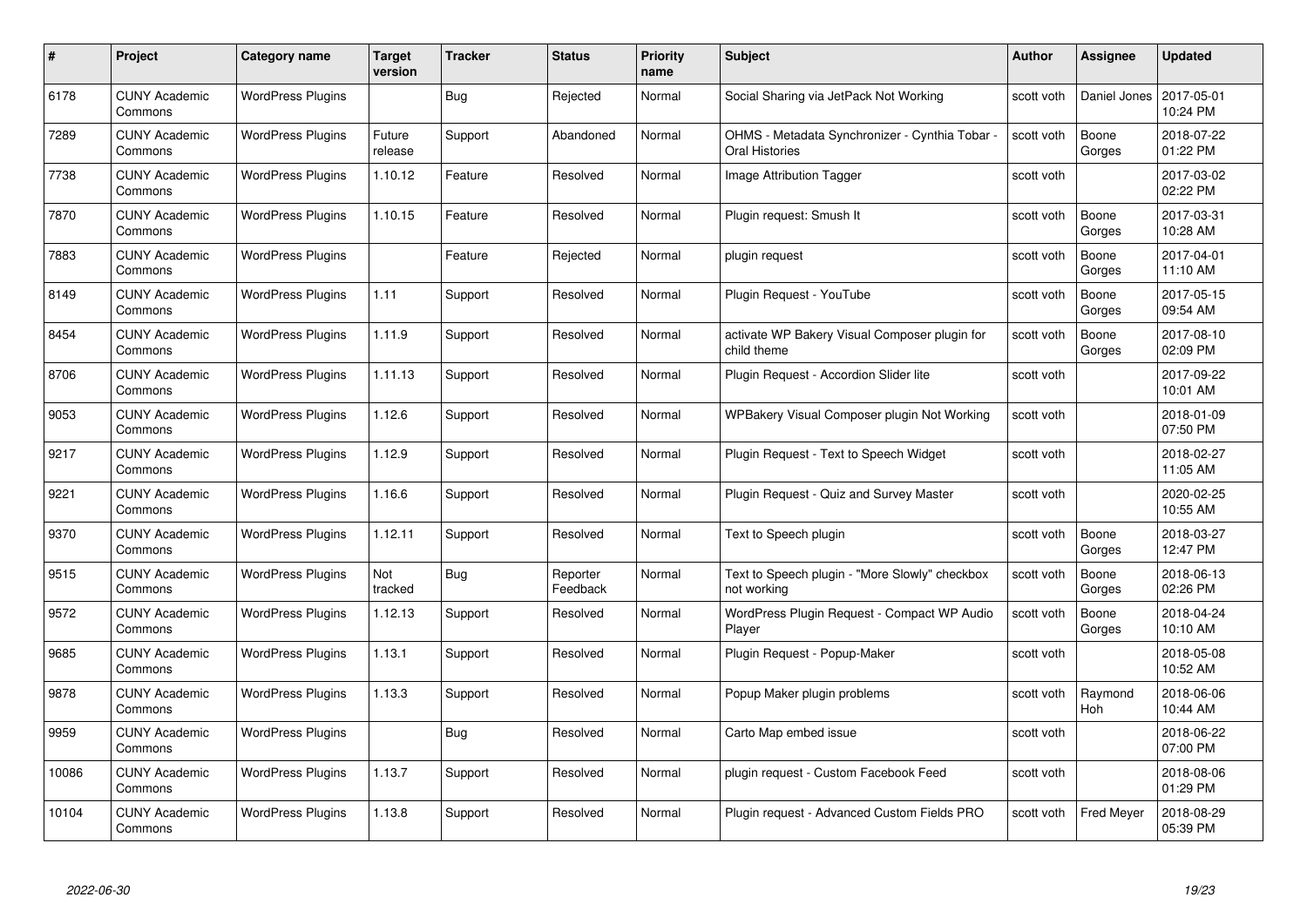| # | Project | Category name | Target version | Tracker | Status | Priority name | Subject | Author | Assignee | Updated |
|---|---|---|---|---|---|---|---|---|---|---|
| 6178 | CUNY Academic Commons | WordPress Plugins | | Bug | Rejected | Normal | Social Sharing via JetPack Not Working | scott voth | Daniel Jones | 2017-05-01 10:24 PM |
| 7289 | CUNY Academic Commons | WordPress Plugins | Future release | Support | Abandoned | Normal | OHMS - Metadata Synchronizer - Cynthia Tobar - Oral Histories | scott voth | Boone Gorges | 2018-07-22 01:22 PM |
| 7738 | CUNY Academic Commons | WordPress Plugins | 1.10.12 | Feature | Resolved | Normal | Image Attribution Tagger | scott voth | | 2017-03-02 02:22 PM |
| 7870 | CUNY Academic Commons | WordPress Plugins | 1.10.15 | Feature | Resolved | Normal | Plugin request: Smush It | scott voth | Boone Gorges | 2017-03-31 10:28 AM |
| 7883 | CUNY Academic Commons | WordPress Plugins | | Feature | Rejected | Normal | plugin request | scott voth | Boone Gorges | 2017-04-01 11:10 AM |
| 8149 | CUNY Academic Commons | WordPress Plugins | 1.11 | Support | Resolved | Normal | Plugin Request - YouTube | scott voth | Boone Gorges | 2017-05-15 09:54 AM |
| 8454 | CUNY Academic Commons | WordPress Plugins | 1.11.9 | Support | Resolved | Normal | activate WP Bakery Visual Composer plugin for child theme | scott voth | Boone Gorges | 2017-08-10 02:09 PM |
| 8706 | CUNY Academic Commons | WordPress Plugins | 1.11.13 | Support | Resolved | Normal | Plugin Request - Accordion Slider lite | scott voth | | 2017-09-22 10:01 AM |
| 9053 | CUNY Academic Commons | WordPress Plugins | 1.12.6 | Support | Resolved | Normal | WPBakery Visual Composer plugin Not Working | scott voth | | 2018-01-09 07:50 PM |
| 9217 | CUNY Academic Commons | WordPress Plugins | 1.12.9 | Support | Resolved | Normal | Plugin Request - Text to Speech Widget | scott voth | | 2018-02-27 11:05 AM |
| 9221 | CUNY Academic Commons | WordPress Plugins | 1.16.6 | Support | Resolved | Normal | Plugin Request - Quiz and Survey Master | scott voth | | 2020-02-25 10:55 AM |
| 9370 | CUNY Academic Commons | WordPress Plugins | 1.12.11 | Support | Resolved | Normal | Text to Speech plugin | scott voth | Boone Gorges | 2018-03-27 12:47 PM |
| 9515 | CUNY Academic Commons | WordPress Plugins | Not tracked | Bug | Reporter Feedback | Normal | Text to Speech plugin - "More Slowly" checkbox not working | scott voth | Boone Gorges | 2018-06-13 02:26 PM |
| 9572 | CUNY Academic Commons | WordPress Plugins | 1.12.13 | Support | Resolved | Normal | WordPress Plugin Request - Compact WP Audio Player | scott voth | Boone Gorges | 2018-04-24 10:10 AM |
| 9685 | CUNY Academic Commons | WordPress Plugins | 1.13.1 | Support | Resolved | Normal | Plugin Request - Popup-Maker | scott voth | | 2018-05-08 10:52 AM |
| 9878 | CUNY Academic Commons | WordPress Plugins | 1.13.3 | Support | Resolved | Normal | Popup Maker plugin problems | scott voth | Raymond Hoh | 2018-06-06 10:44 AM |
| 9959 | CUNY Academic Commons | WordPress Plugins | | Bug | Resolved | Normal | Carto Map embed issue | scott voth | | 2018-06-22 07:00 PM |
| 10086 | CUNY Academic Commons | WordPress Plugins | 1.13.7 | Support | Resolved | Normal | plugin request - Custom Facebook Feed | scott voth | | 2018-08-06 01:29 PM |
| 10104 | CUNY Academic Commons | WordPress Plugins | 1.13.8 | Support | Resolved | Normal | Plugin request - Advanced Custom Fields PRO | scott voth | Fred Meyer | 2018-08-29 05:39 PM |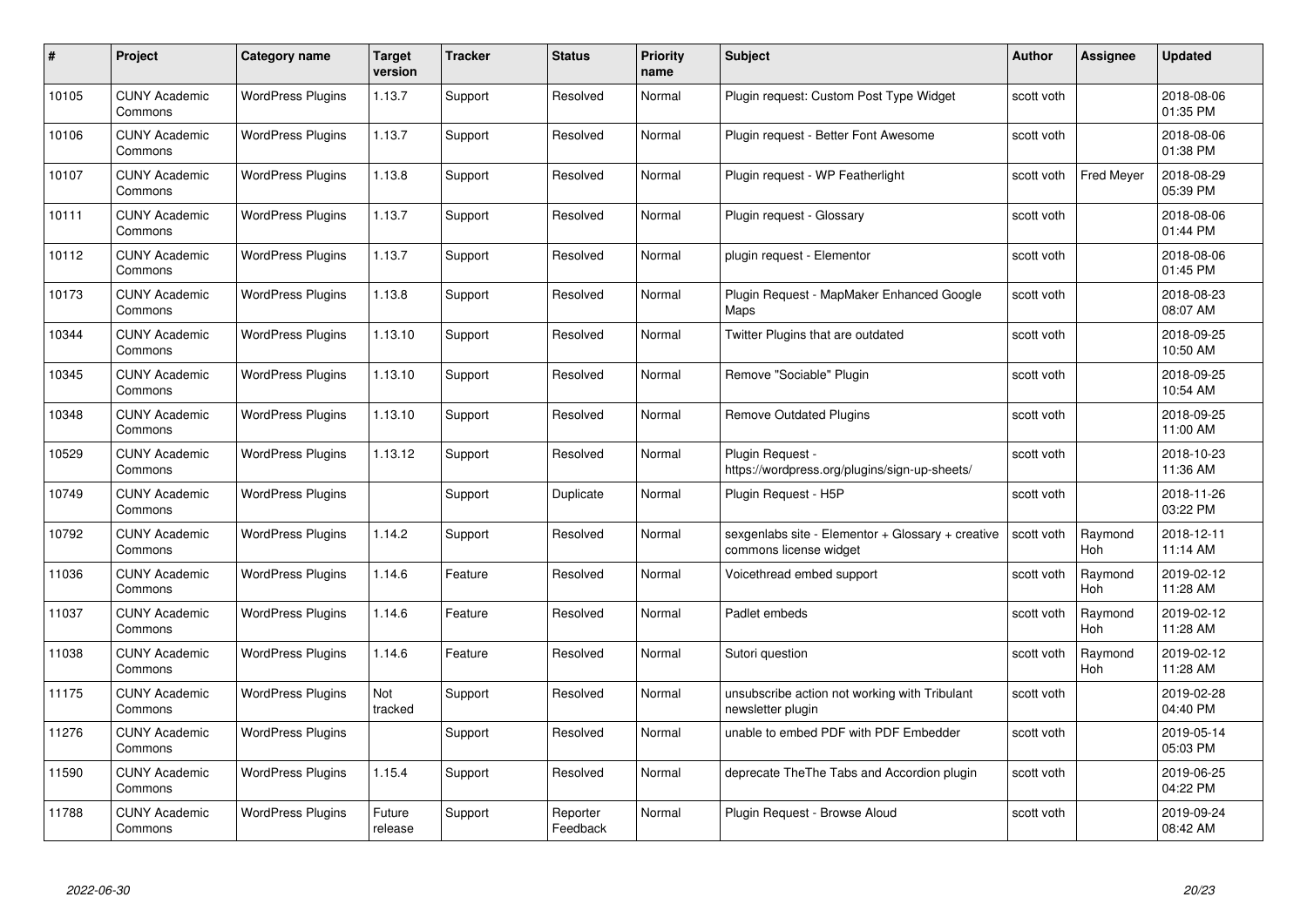| # | Project | Category name | Target version | Tracker | Status | Priority name | Subject | Author | Assignee | Updated |
|---|---|---|---|---|---|---|---|---|---|---|
| 10105 | CUNY Academic Commons | WordPress Plugins | 1.13.7 | Support | Resolved | Normal | Plugin request: Custom Post Type Widget | scott voth | | 2018-08-06 01:35 PM |
| 10106 | CUNY Academic Commons | WordPress Plugins | 1.13.7 | Support | Resolved | Normal | Plugin request - Better Font Awesome | scott voth | | 2018-08-06 01:38 PM |
| 10107 | CUNY Academic Commons | WordPress Plugins | 1.13.8 | Support | Resolved | Normal | Plugin request - WP Featherlight | scott voth | Fred Meyer | 2018-08-29 05:39 PM |
| 10111 | CUNY Academic Commons | WordPress Plugins | 1.13.7 | Support | Resolved | Normal | Plugin request - Glossary | scott voth | | 2018-08-06 01:44 PM |
| 10112 | CUNY Academic Commons | WordPress Plugins | 1.13.7 | Support | Resolved | Normal | plugin request - Elementor | scott voth | | 2018-08-06 01:45 PM |
| 10173 | CUNY Academic Commons | WordPress Plugins | 1.13.8 | Support | Resolved | Normal | Plugin Request - MapMaker Enhanced Google Maps | scott voth | | 2018-08-23 08:07 AM |
| 10344 | CUNY Academic Commons | WordPress Plugins | 1.13.10 | Support | Resolved | Normal | Twitter Plugins that are outdated | scott voth | | 2018-09-25 10:50 AM |
| 10345 | CUNY Academic Commons | WordPress Plugins | 1.13.10 | Support | Resolved | Normal | Remove "Sociable" Plugin | scott voth | | 2018-09-25 10:54 AM |
| 10348 | CUNY Academic Commons | WordPress Plugins | 1.13.10 | Support | Resolved | Normal | Remove Outdated Plugins | scott voth | | 2018-09-25 11:00 AM |
| 10529 | CUNY Academic Commons | WordPress Plugins | 1.13.12 | Support | Resolved | Normal | Plugin Request - https://wordpress.org/plugins/sign-up-sheets/ | scott voth | | 2018-10-23 11:36 AM |
| 10749 | CUNY Academic Commons | WordPress Plugins | | Support | Duplicate | Normal | Plugin Request - H5P | scott voth | | 2018-11-26 03:22 PM |
| 10792 | CUNY Academic Commons | WordPress Plugins | 1.14.2 | Support | Resolved | Normal | sexgenlabs site - Elementor + Glossary + creative commons license widget | scott voth | Raymond Hoh | 2018-12-11 11:14 AM |
| 11036 | CUNY Academic Commons | WordPress Plugins | 1.14.6 | Feature | Resolved | Normal | Voicethread embed support | scott voth | Raymond Hoh | 2019-02-12 11:28 AM |
| 11037 | CUNY Academic Commons | WordPress Plugins | 1.14.6 | Feature | Resolved | Normal | Padlet embeds | scott voth | Raymond Hoh | 2019-02-12 11:28 AM |
| 11038 | CUNY Academic Commons | WordPress Plugins | 1.14.6 | Feature | Resolved | Normal | Sutori question | scott voth | Raymond Hoh | 2019-02-12 11:28 AM |
| 11175 | CUNY Academic Commons | WordPress Plugins | Not tracked | Support | Resolved | Normal | unsubscribe action not working with Tribulant newsletter plugin | scott voth | | 2019-02-28 04:40 PM |
| 11276 | CUNY Academic Commons | WordPress Plugins | | Support | Resolved | Normal | unable to embed PDF with PDF Embedder | scott voth | | 2019-05-14 05:03 PM |
| 11590 | CUNY Academic Commons | WordPress Plugins | 1.15.4 | Support | Resolved | Normal | deprecate TheThe Tabs and Accordion plugin | scott voth | | 2019-06-25 04:22 PM |
| 11788 | CUNY Academic Commons | WordPress Plugins | Future release | Support | Reporter Feedback | Normal | Plugin Request - Browse Aloud | scott voth | | 2019-09-24 08:42 AM |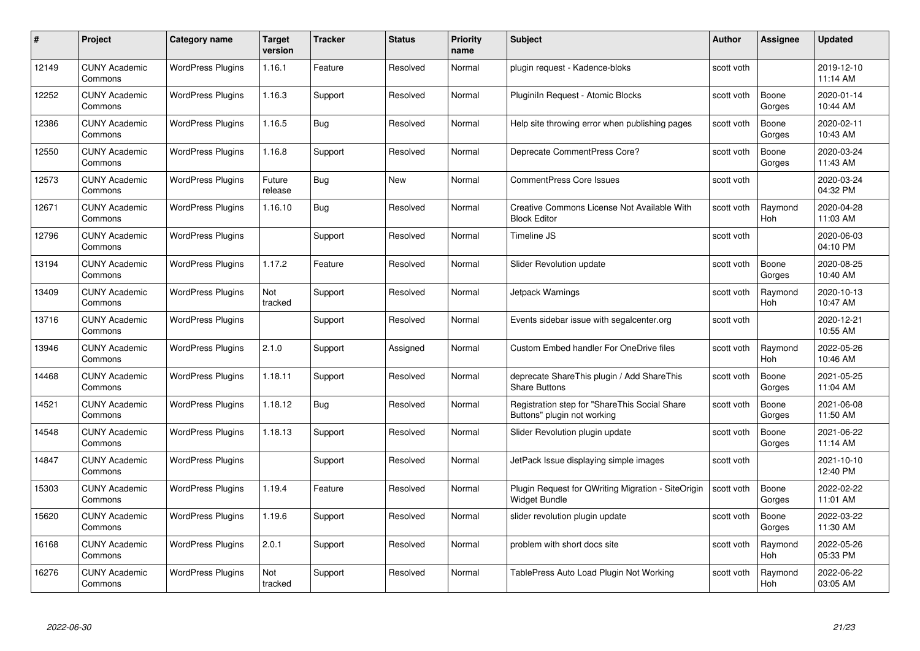| # | Project | Category name | Target version | Tracker | Status | Priority name | Subject | Author | Assignee | Updated |
|---|---|---|---|---|---|---|---|---|---|---|
| 12149 | CUNY Academic Commons | WordPress Plugins | 1.16.1 | Feature | Resolved | Normal | plugin request - Kadence-bloks | scott voth | | 2019-12-10 11:14 AM |
| 12252 | CUNY Academic Commons | WordPress Plugins | 1.16.3 | Support | Resolved | Normal | Pluginln Request - Atomic Blocks | scott voth | Boone Gorges | 2020-01-14 10:44 AM |
| 12386 | CUNY Academic Commons | WordPress Plugins | 1.16.5 | Bug | Resolved | Normal | Help site throwing error when publishing pages | scott voth | Boone Gorges | 2020-02-11 10:43 AM |
| 12550 | CUNY Academic Commons | WordPress Plugins | 1.16.8 | Support | Resolved | Normal | Deprecate CommentPress Core? | scott voth | Boone Gorges | 2020-03-24 11:43 AM |
| 12573 | CUNY Academic Commons | WordPress Plugins | Future release | Bug | New | Normal | CommentPress Core Issues | scott voth | | 2020-03-24 04:32 PM |
| 12671 | CUNY Academic Commons | WordPress Plugins | 1.16.10 | Bug | Resolved | Normal | Creative Commons License Not Available With Block Editor | scott voth | Raymond Hoh | 2020-04-28 11:03 AM |
| 12796 | CUNY Academic Commons | WordPress Plugins | | Support | Resolved | Normal | Timeline JS | scott voth | | 2020-06-03 04:10 PM |
| 13194 | CUNY Academic Commons | WordPress Plugins | 1.17.2 | Feature | Resolved | Normal | Slider Revolution update | scott voth | Boone Gorges | 2020-08-25 10:40 AM |
| 13409 | CUNY Academic Commons | WordPress Plugins | Not tracked | Support | Resolved | Normal | Jetpack Warnings | scott voth | Raymond Hoh | 2020-10-13 10:47 AM |
| 13716 | CUNY Academic Commons | WordPress Plugins | | Support | Resolved | Normal | Events sidebar issue with segalcenter.org | scott voth | | 2020-12-21 10:55 AM |
| 13946 | CUNY Academic Commons | WordPress Plugins | 2.1.0 | Support | Assigned | Normal | Custom Embed handler For OneDrive files | scott voth | Raymond Hoh | 2022-05-26 10:46 AM |
| 14468 | CUNY Academic Commons | WordPress Plugins | 1.18.11 | Support | Resolved | Normal | deprecate ShareThis plugin / Add ShareThis Share Buttons | scott voth | Boone Gorges | 2021-05-25 11:04 AM |
| 14521 | CUNY Academic Commons | WordPress Plugins | 1.18.12 | Bug | Resolved | Normal | Registration step for "ShareThis Social Share Buttons" plugin not working | scott voth | Boone Gorges | 2021-06-08 11:50 AM |
| 14548 | CUNY Academic Commons | WordPress Plugins | 1.18.13 | Support | Resolved | Normal | Slider Revolution plugin update | scott voth | Boone Gorges | 2021-06-22 11:14 AM |
| 14847 | CUNY Academic Commons | WordPress Plugins | | Support | Resolved | Normal | JetPack Issue displaying simple images | scott voth | | 2021-10-10 12:40 PM |
| 15303 | CUNY Academic Commons | WordPress Plugins | 1.19.4 | Feature | Resolved | Normal | Plugin Request for QWriting Migration - SiteOrigin Widget Bundle | scott voth | Boone Gorges | 2022-02-22 11:01 AM |
| 15620 | CUNY Academic Commons | WordPress Plugins | 1.19.6 | Support | Resolved | Normal | slider revolution plugin update | scott voth | Boone Gorges | 2022-03-22 11:30 AM |
| 16168 | CUNY Academic Commons | WordPress Plugins | 2.0.1 | Support | Resolved | Normal | problem with short docs site | scott voth | Raymond Hoh | 2022-05-26 05:33 PM |
| 16276 | CUNY Academic Commons | WordPress Plugins | Not tracked | Support | Resolved | Normal | TablePress Auto Load Plugin Not Working | scott voth | Raymond Hoh | 2022-06-22 03:05 AM |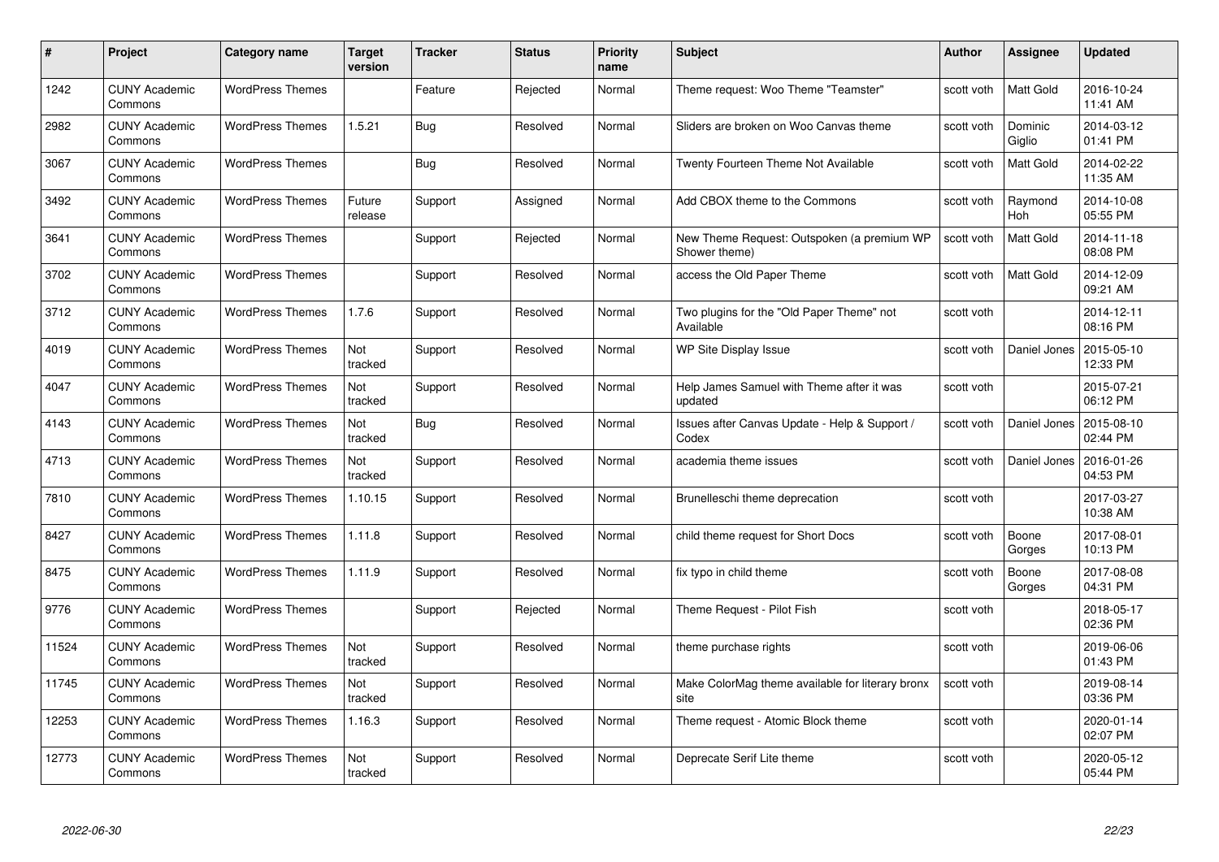| # | Project | Category name | Target version | Tracker | Status | Priority name | Subject | Author | Assignee | Updated |
|---|---|---|---|---|---|---|---|---|---|---|
| 1242 | CUNY Academic Commons | WordPress Themes | | Feature | Rejected | Normal | Theme request: Woo Theme "Teamster" | scott voth | Matt Gold | 2016-10-24 11:41 AM |
| 2982 | CUNY Academic Commons | WordPress Themes | 1.5.21 | Bug | Resolved | Normal | Sliders are broken on Woo Canvas theme | scott voth | Dominic Giglio | 2014-03-12 01:41 PM |
| 3067 | CUNY Academic Commons | WordPress Themes | | Bug | Resolved | Normal | Twenty Fourteen Theme Not Available | scott voth | Matt Gold | 2014-02-22 11:35 AM |
| 3492 | CUNY Academic Commons | WordPress Themes | Future release | Support | Assigned | Normal | Add CBOX theme to the Commons | scott voth | Raymond Hoh | 2014-10-08 05:55 PM |
| 3641 | CUNY Academic Commons | WordPress Themes | | Support | Rejected | Normal | New Theme Request: Outspoken (a premium WP Shower theme) | scott voth | Matt Gold | 2014-11-18 08:08 PM |
| 3702 | CUNY Academic Commons | WordPress Themes | | Support | Resolved | Normal | access the Old Paper Theme | scott voth | Matt Gold | 2014-12-09 09:21 AM |
| 3712 | CUNY Academic Commons | WordPress Themes | 1.7.6 | Support | Resolved | Normal | Two plugins for the "Old Paper Theme" not Available | scott voth | | 2014-12-11 08:16 PM |
| 4019 | CUNY Academic Commons | WordPress Themes | Not tracked | Support | Resolved | Normal | WP Site Display Issue | scott voth | Daniel Jones | 2015-05-10 12:33 PM |
| 4047 | CUNY Academic Commons | WordPress Themes | Not tracked | Support | Resolved | Normal | Help James Samuel with Theme after it was updated | scott voth | | 2015-07-21 06:12 PM |
| 4143 | CUNY Academic Commons | WordPress Themes | Not tracked | Bug | Resolved | Normal | Issues after Canvas Update - Help & Support / Codex | scott voth | Daniel Jones | 2015-08-10 02:44 PM |
| 4713 | CUNY Academic Commons | WordPress Themes | Not tracked | Support | Resolved | Normal | academia theme issues | scott voth | Daniel Jones | 2016-01-26 04:53 PM |
| 7810 | CUNY Academic Commons | WordPress Themes | 1.10.15 | Support | Resolved | Normal | Brunelleschi theme deprecation | scott voth | | 2017-03-27 10:38 AM |
| 8427 | CUNY Academic Commons | WordPress Themes | 1.11.8 | Support | Resolved | Normal | child theme request for Short Docs | scott voth | Boone Gorges | 2017-08-01 10:13 PM |
| 8475 | CUNY Academic Commons | WordPress Themes | 1.11.9 | Support | Resolved | Normal | fix typo in child theme | scott voth | Boone Gorges | 2017-08-08 04:31 PM |
| 9776 | CUNY Academic Commons | WordPress Themes | | Support | Rejected | Normal | Theme Request - Pilot Fish | scott voth | | 2018-05-17 02:36 PM |
| 11524 | CUNY Academic Commons | WordPress Themes | Not tracked | Support | Resolved | Normal | theme purchase rights | scott voth | | 2019-06-06 01:43 PM |
| 11745 | CUNY Academic Commons | WordPress Themes | Not tracked | Support | Resolved | Normal | Make ColorMag theme available for literary bronx site | scott voth | | 2019-08-14 03:36 PM |
| 12253 | CUNY Academic Commons | WordPress Themes | 1.16.3 | Support | Resolved | Normal | Theme request - Atomic Block theme | scott voth | | 2020-01-14 02:07 PM |
| 12773 | CUNY Academic Commons | WordPress Themes | Not tracked | Support | Resolved | Normal | Deprecate Serif Lite theme | scott voth | | 2020-05-12 05:44 PM |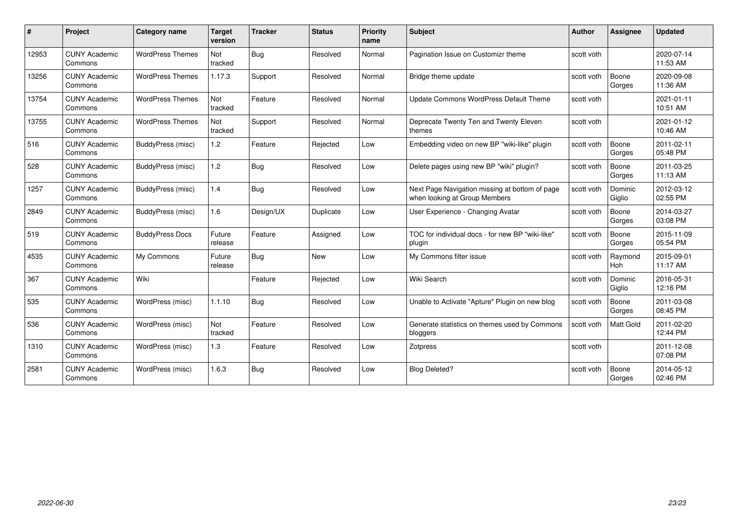| # | Project | Category name | Target version | Tracker | Status | Priority name | Subject | Author | Assignee | Updated |
|---|---|---|---|---|---|---|---|---|---|---|
| 12953 | CUNY Academic Commons | WordPress Themes | Not tracked | Bug | Resolved | Normal | Pagination Issue on Customizr theme | scott voth | | 2020-07-14 11:53 AM |
| 13256 | CUNY Academic Commons | WordPress Themes | 1.17.3 | Support | Resolved | Normal | Bridge theme update | scott voth | Boone Gorges | 2020-09-08 11:36 AM |
| 13754 | CUNY Academic Commons | WordPress Themes | Not tracked | Feature | Resolved | Normal | Update Commons WordPress Default Theme | scott voth | | 2021-01-11 10:51 AM |
| 13755 | CUNY Academic Commons | WordPress Themes | Not tracked | Support | Resolved | Normal | Deprecate Twenty Ten and Twenty Eleven themes | scott voth | | 2021-01-12 10:46 AM |
| 516 | CUNY Academic Commons | BuddyPress (misc) | 1.2 | Feature | Rejected | Low | Embedding video on new BP "wiki-like" plugin | scott voth | Boone Gorges | 2011-02-11 05:48 PM |
| 528 | CUNY Academic Commons | BuddyPress (misc) | 1.2 | Bug | Resolved | Low | Delete pages using new BP "wiki" plugin? | scott voth | Boone Gorges | 2011-03-25 11:13 AM |
| 1257 | CUNY Academic Commons | BuddyPress (misc) | 1.4 | Bug | Resolved | Low | Next Page Navigation missing at bottom of page when looking at Group Members | scott voth | Dominic Giglio | 2012-03-12 02:55 PM |
| 2849 | CUNY Academic Commons | BuddyPress (misc) | 1.6 | Design/UX | Duplicate | Low | User Experience - Changing Avatar | scott voth | Boone Gorges | 2014-03-27 03:08 PM |
| 519 | CUNY Academic Commons | BuddyPress Docs | Future release | Feature | Assigned | Low | TOC for individual docs - for new BP "wiki-like" plugin | scott voth | Boone Gorges | 2015-11-09 05:54 PM |
| 4535 | CUNY Academic Commons | My Commons | Future release | Bug | New | Low | My Commons filter issue | scott voth | Raymond Hoh | 2015-09-01 11:17 AM |
| 367 | CUNY Academic Commons | Wiki | | Feature | Rejected | Low | Wiki Search | scott voth | Dominic Giglio | 2016-05-31 12:16 PM |
| 535 | CUNY Academic Commons | WordPress (misc) | 1.1.10 | Bug | Resolved | Low | Unable to Activate "Apture" Plugin on new blog | scott voth | Boone Gorges | 2011-03-08 08:45 PM |
| 536 | CUNY Academic Commons | WordPress (misc) | Not tracked | Feature | Resolved | Low | Generate statistics on themes used by Commons bloggers | scott voth | Matt Gold | 2011-02-20 12:44 PM |
| 1310 | CUNY Academic Commons | WordPress (misc) | 1.3 | Feature | Resolved | Low | Zotpress | scott voth | | 2011-12-08 07:08 PM |
| 2581 | CUNY Academic Commons | WordPress (misc) | 1.6.3 | Bug | Resolved | Low | Blog Deleted? | scott voth | Boone Gorges | 2014-05-12 02:46 PM |